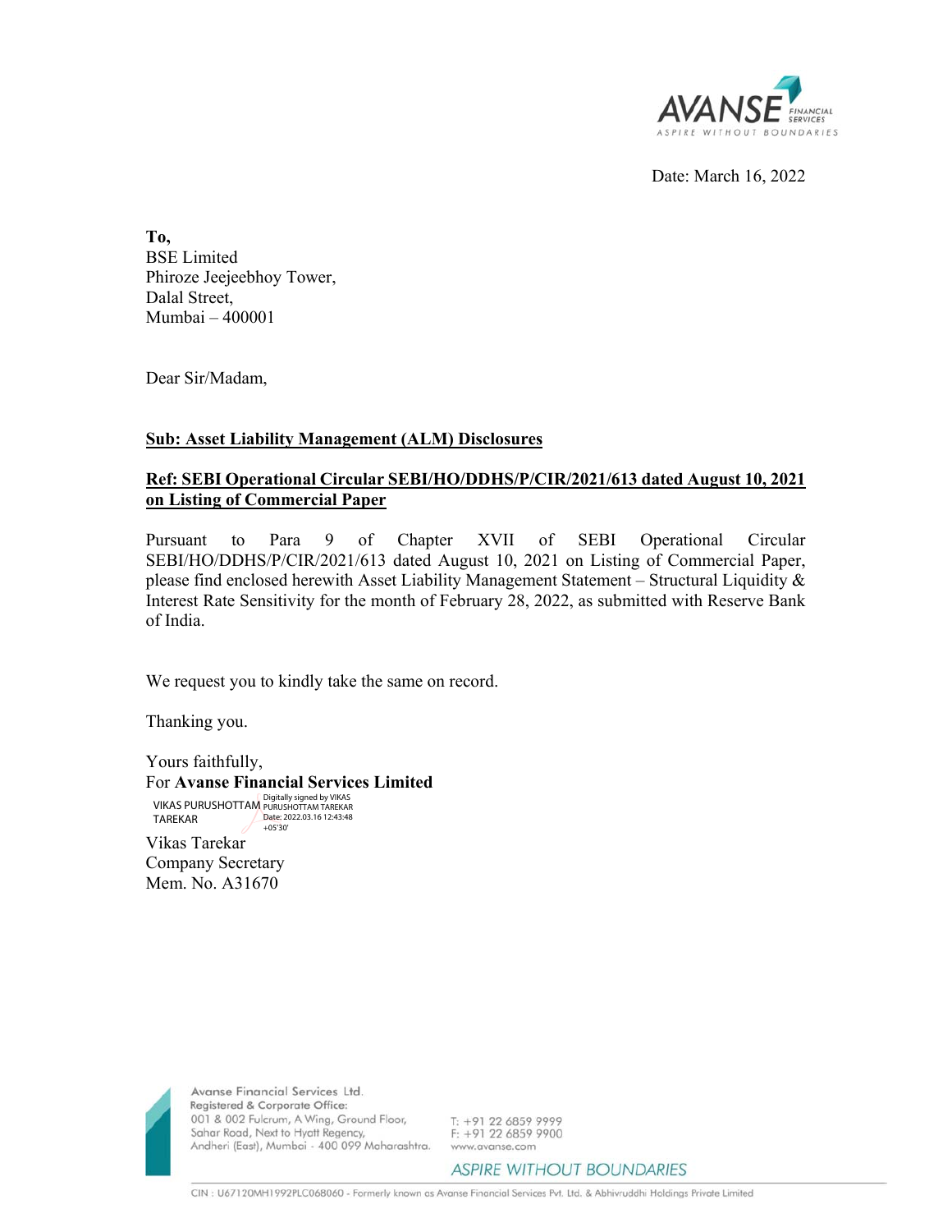Date: March 16, 2022

**To,**
BSE Limited
Phiroze Jeejeebhoy Tower,
Dalal Street,
Mumbai – 400001

Dear Sir/Madam,

**<u>Sub: Asset Liability Management (ALM) Disclosures</u>**

**<u>Ref: SEBI Operational Circular SEBI/HO/DDHS/P/CIR/2021/613 dated August 10, 2021 on Listing of Commercial Paper</u>**

Pursuant to Para 9 of Chapter XVII of SEBI Operational Circular SEBI/HO/DDHS/P/CIR/2021/613 dated August 10, 2021 on Listing of Commercial Paper, please find enclosed herewith Asset Liability Management Statement – Structural Liquidity & Interest Rate Sensitivity for the month of February 28, 2022, as submitted with Reserve Bank of India.

We request you to kindly take the same on record.

Thanking you.

Yours faithfully,
For **Avanse Financial Services Limited**

VIKAS PURUSHOTTAM TAREKAR
Digitally signed by VIKAS PURUSHOTTAM TAREKAR
Date: 2022.03.16 12:43:48 +05'30'

Vikas Tarekar
Company Secretary
Mem. No. A31670

Avanse Financial Services Ltd.
Registered & Corporate Office:
001 & 002 Fulcrum, A Wing, Ground Floor,
Sahar Road, Next to Hyatt Regency,
Andheri (East), Mumbai - 400 099 Maharashtra.

T: +91 22 6859 9999
F: +91 22 6859 9900
www.avanse.com

CIN : U67120MH1992PLC068060 - Formerly known as Avanse Financial Services Pvt. Ltd. & Abhivruddhi Holdings Private Limited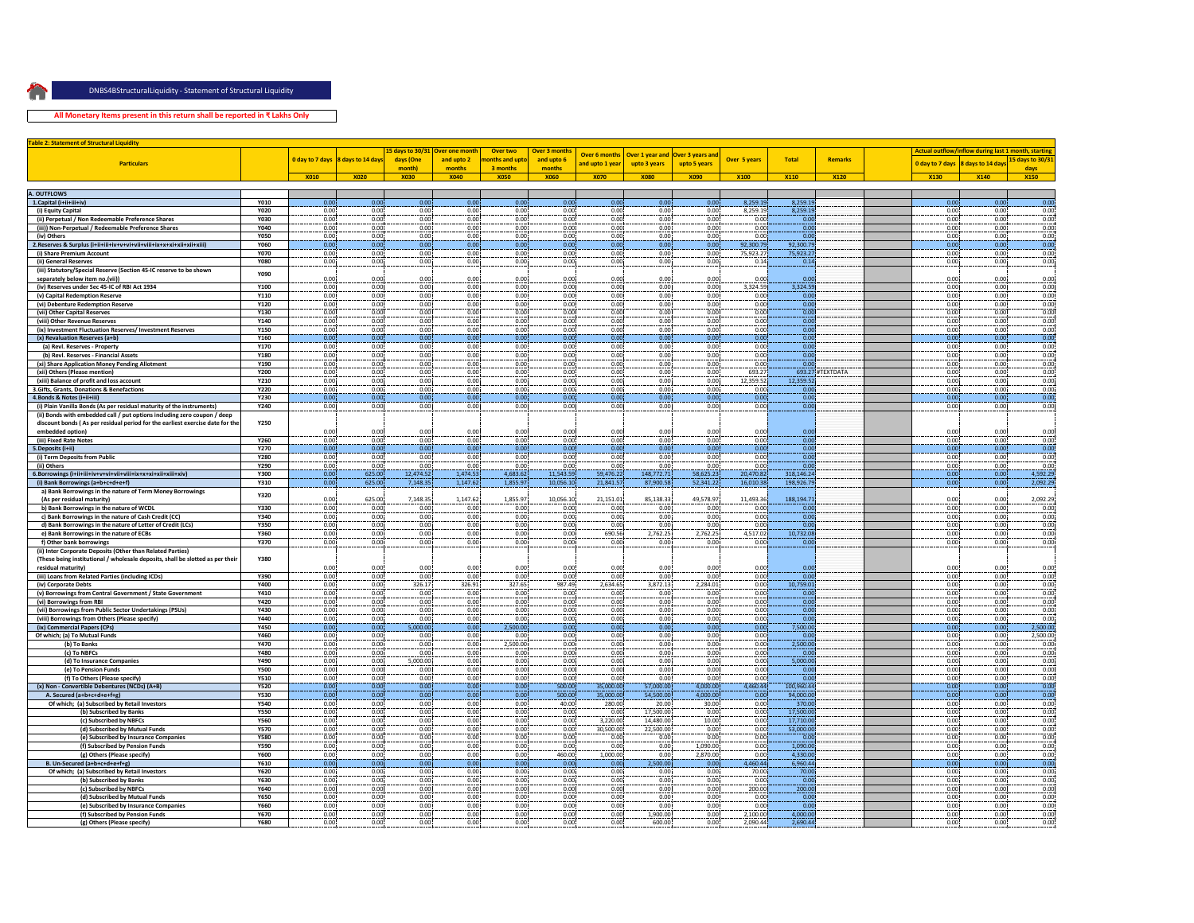DNBS4BStructuralLiquidity - Statement of Structural Liquidity

**All Monetary Items present in this return shall be reported in ₹ Lakhs Only**

**Table 2: Statement of Structural Liquidity**

| Particulars | | 0 day to 7 days | 8 days to 14 days | 15 days to 30/31 days (One month) | Over one month and upto 2 months | Over two months and upto 3 months | Over 3 months and upto 6 months | Over 6 months and upto 1 year | Over 1 year and upto 3 years | Over 3 years and upto 5 years | Over 5 years | Total | Remarks | | Actual outflow/inflow during last 1 month, starting: 0 day to 7 days | 8 days to 14 days | 15 days to 30/31 days |
|---|---|---|---|---|---|---|---|---|---|---|---|---|---|---|---|---|---|
| | | X010 | X020 | X030 | X040 | X050 | X060 | X070 | X080 | X090 | X100 | X110 | X120 | | X130 | X140 | X150 |
| **A. OUTFLOWS** | | | | | | | | | | | | | | | | | |
| 1.Capital (i+ii+iii+iv) | Y010 | 0.00 | 0.00 | 0.00 | 0.00 | 0.00 | 0.00 | 0.00 | 0.00 | 0.00 | 8,259.19 | 8,259.19 | | | 0.00 | 0.00 | 0.00 |
| (i) Equity Capital | Y020 | 0.00 | 0.00 | 0.00 | 0.00 | 0.00 | 0.00 | 0.00 | 0.00 | 0.00 | 8,259.19 | 8,259.19 | | | 0.00 | 0.00 | 0.00 |
| (ii) Perpetual / Non Redeemable Preference Shares | Y030 | 0.00 | 0.00 | 0.00 | 0.00 | 0.00 | 0.00 | 0.00 | 0.00 | 0.00 | 0.00 | 0.00 | | | 0.00 | 0.00 | 0.00 |
| (iii)) Non-Perpetual / Redeemable Preference Shares | Y040 | 0.00 | 0.00 | 0.00 | 0.00 | 0.00 | 0.00 | 0.00 | 0.00 | 0.00 | 0.00 | 0.00 | | | 0.00 | 0.00 | 0.00 |
| (iv) Others | Y050 | 0.00 | 0.00 | 0.00 | 0.00 | 0.00 | 0.00 | 0.00 | 0.00 | 0.00 | 0.00 | 0.00 | | | 0.00 | 0.00 | 0.00 |
| 2.Reserves & Surplus (i+ii+iii+iv+v+vi+vii+viii+ix+x+xi+xii+xiii) | Y060 | 0.00 | 0.00 | 0.00 | 0.00 | 0.00 | 0.00 | 0.00 | 0.00 | 0.00 | 92,300.79 | 92,300.79 | | | 0.00 | 0.00 | 0.00 |
| (i) Share Premium Account | Y070 | 0.00 | 0.00 | 0.00 | 0.00 | 0.00 | 0.00 | 0.00 | 0.00 | 0.00 | 75,923.27 | 75,923.27 | | | 0.00 | 0.00 | 0.00 |
| (ii) General Reserves | Y080 | 0.00 | 0.00 | 0.00 | 0.00 | 0.00 | 0.00 | 0.00 | 0.00 | 0.00 | 0.14 | 0.14 | | | 0.00 | 0.00 | 0.00 |
| (iii) Statutory/Special Reserve (Section 45-IC reserve to be shown separately below item no.(vii)) | Y090 | 0.00 | 0.00 | 0.00 | 0.00 | 0.00 | 0.00 | 0.00 | 0.00 | 0.00 | 0.00 | 0.00 | | | 0.00 | 0.00 | 0.00 |
| (iv) Reserves under Sec 45-IC of RBI Act 1934 | Y100 | 0.00 | 0.00 | 0.00 | 0.00 | 0.00 | 0.00 | 0.00 | 0.00 | 0.00 | 3,324.59 | 3,324.59 | | | 0.00 | 0.00 | 0.00 |
| (v) Capital Redemption Reserve | Y110 | 0.00 | 0.00 | 0.00 | 0.00 | 0.00 | 0.00 | 0.00 | 0.00 | 0.00 | 0.00 | 0.00 | | | 0.00 | 0.00 | 0.00 |
| (vi) Debenture Redemption Reserve | Y120 | 0.00 | 0.00 | 0.00 | 0.00 | 0.00 | 0.00 | 0.00 | 0.00 | 0.00 | 0.00 | 0.00 | | | 0.00 | 0.00 | 0.00 |
| (vii) Other Capital Reserves | Y130 | 0.00 | 0.00 | 0.00 | 0.00 | 0.00 | 0.00 | 0.00 | 0.00 | 0.00 | 0.00 | 0.00 | | | 0.00 | 0.00 | 0.00 |
| (viii) Other Revenue Reserves | Y140 | 0.00 | 0.00 | 0.00 | 0.00 | 0.00 | 0.00 | 0.00 | 0.00 | 0.00 | 0.00 | 0.00 | | | 0.00 | 0.00 | 0.00 |
| (ix) Investment Fluctuation Reserves/ Investment Reserves | Y150 | 0.00 | 0.00 | 0.00 | 0.00 | 0.00 | 0.00 | 0.00 | 0.00 | 0.00 | 0.00 | 0.00 | | | 0.00 | 0.00 | 0.00 |
| (x) Revaluation Reserves (a+b) | Y160 | 0.00 | 0.00 | 0.00 | 0.00 | 0.00 | 0.00 | 0.00 | 0.00 | 0.00 | 0.00 | 0.00 | | | 0.00 | 0.00 | 0.00 |
| (a) Revl. Reserves - Property | Y170 | 0.00 | 0.00 | 0.00 | 0.00 | 0.00 | 0.00 | 0.00 | 0.00 | 0.00 | 0.00 | 0.00 | | | 0.00 | 0.00 | 0.00 |
| (b) Revl. Reserves - Financial Assets | Y180 | 0.00 | 0.00 | 0.00 | 0.00 | 0.00 | 0.00 | 0.00 | 0.00 | 0.00 | 0.00 | 0.00 | | | 0.00 | 0.00 | 0.00 |
| (xi) Share Application Money Pending Allotment | Y190 | 0.00 | 0.00 | 0.00 | 0.00 | 0.00 | 0.00 | 0.00 | 0.00 | 0.00 | 0.00 | 0.00 | | | 0.00 | 0.00 | 0.00 |
| (xii) Others (Please mention) | Y200 | 0.00 | 0.00 | 0.00 | 0.00 | 0.00 | 0.00 | 0.00 | 0.00 | 0.00 | 693.27 | 693.27 | #TEXTDATA | | 0.00 | 0.00 | 0.00 |
| (xiii) Balance of profit and loss account | Y210 | 0.00 | 0.00 | 0.00 | 0.00 | 0.00 | 0.00 | 0.00 | 0.00 | 0.00 | 12,359.52 | 12,359.52 | | | 0.00 | 0.00 | 0.00 |
| 3.Gifts, Grants, Donations & Benefactions | Y220 | 0.00 | 0.00 | 0.00 | 0.00 | 0.00 | 0.00 | 0.00 | 0.00 | 0.00 | 0.00 | 0.00 | | | 0.00 | 0.00 | 0.00 |
| 4.Bonds & Notes (i+ii+iii) | Y230 | 0.00 | 0.00 | 0.00 | 0.00 | 0.00 | 0.00 | 0.00 | 0.00 | 0.00 | 0.00 | 0.00 | | | 0.00 | 0.00 | 0.00 |
| (i) Plain Vanilla Bonds (As per residual maturity of the instruments) | Y240 | 0.00 | 0.00 | 0.00 | 0.00 | 0.00 | 0.00 | 0.00 | 0.00 | 0.00 | 0.00 | 0.00 | | | 0.00 | 0.00 | 0.00 |
| (ii) Bonds with embedded call / put options including zero coupon / deep discount bonds ( As per residual period for the earliest exercise date for the embedded option) | Y250 | 0.00 | 0.00 | 0.00 | 0.00 | 0.00 | 0.00 | 0.00 | 0.00 | 0.00 | 0.00 | 0.00 | | | 0.00 | 0.00 | 0.00 |
| (iii) Fixed Rate Notes | Y260 | 0.00 | 0.00 | 0.00 | 0.00 | 0.00 | 0.00 | 0.00 | 0.00 | 0.00 | 0.00 | 0.00 | | | 0.00 | 0.00 | 0.00 |
| 5.Deposits (i+ii) | Y270 | 0.00 | 0.00 | 0.00 | 0.00 | 0.00 | 0.00 | 0.00 | 0.00 | 0.00 | 0.00 | 0.00 | | | 0.00 | 0.00 | 0.00 |
| (i) Term Deposits from Public | Y280 | 0.00 | 0.00 | 0.00 | 0.00 | 0.00 | 0.00 | 0.00 | 0.00 | 0.00 | 0.00 | 0.00 | | | 0.00 | 0.00 | 0.00 |
| (ii) Others | Y290 | 0.00 | 0.00 | 0.00 | 0.00 | 0.00 | 0.00 | 0.00 | 0.00 | 0.00 | 0.00 | 0.00 | | | 0.00 | 0.00 | 0.00 |
| 6.Borrowings (i+ii+iii+iv+v+vi+vii+viii+ix+x+xi+xii+xiii+xiv) | Y300 | 0.00 | 625.00 | 12,474.52 | 1,474.53 | 4,683.62 | 11,543.59 | 59,476.22 | 148,772.71 | 58,625.23 | 20,470.82 | 318,146.24 | | | 0.00 | 0.00 | 4,592.29 |
| (i) Bank Borrowings (a+b+c+d+e+f) | Y310 | 0.00 | 625.00 | 7,148.35 | 1,147.62 | 1,855.97 | 10,056.10 | 21,841.57 | 87,900.58 | 52,341.22 | 16,010.38 | 198,926.79 | | | 0.00 | 0.00 | 2,092.29 |
| a) Bank Borrowings in the nature of Term Money Borrowings (As per residual maturity) | Y320 | 0.00 | 625.00 | 7,148.35 | 1,147.62 | 1,855.97 | 10,056.10 | 21,151.01 | 85,138.33 | 49,578.97 | 11,493.36 | 188,194.71 | | | 0.00 | 0.00 | 2,092.29 |
| b) Bank Borrowings in the nature of WCDL | Y330 | 0.00 | 0.00 | 0.00 | 0.00 | 0.00 | 0.00 | 0.00 | 0.00 | 0.00 | 0.00 | 0.00 | | | 0.00 | 0.00 | 0.00 |
| c) Bank Borrowings in the nature of Cash Credit (CC) | Y340 | 0.00 | 0.00 | 0.00 | 0.00 | 0.00 | 0.00 | 0.00 | 0.00 | 0.00 | 0.00 | 0.00 | | | 0.00 | 0.00 | 0.00 |
| d) Bank Borrowings in the nature of Letter of Credit (LCs) | Y350 | 0.00 | 0.00 | 0.00 | 0.00 | 0.00 | 0.00 | 0.00 | 0.00 | 0.00 | 0.00 | 0.00 | | | 0.00 | 0.00 | 0.00 |
| e) Bank Borrowings in the nature of ECBs | Y360 | 0.00 | 0.00 | 0.00 | 0.00 | 0.00 | 0.00 | 690.56 | 2,762.25 | 2,762.25 | 4,517.02 | 10,732.08 | | | 0.00 | 0.00 | 0.00 |
| f) Other bank borrowings | Y370 | 0.00 | 0.00 | 0.00 | 0.00 | 0.00 | 0.00 | 0.00 | 0.00 | 0.00 | 0.00 | 0.00 | | | 0.00 | 0.00 | 0.00 |
| (ii) Inter Corporate Deposits (Other than Related Parties) (These being institutional / wholesale deposits, shall be slotted as per their residual maturity) | Y380 | 0.00 | 0.00 | 0.00 | 0.00 | 0.00 | 0.00 | 0.00 | 0.00 | 0.00 | 0.00 | 0.00 | | | 0.00 | 0.00 | 0.00 |
| (iii) Loans from Related Parties (including ICDs) | Y390 | 0.00 | 0.00 | 0.00 | 0.00 | 0.00 | 0.00 | 0.00 | 0.00 | 0.00 | 0.00 | 0.00 | | | 0.00 | 0.00 | 0.00 |
| (iv) Corporate Debts | Y400 | 0.00 | 0.00 | 326.17 | 326.91 | 327.65 | 987.49 | 2,634.65 | 3,872.13 | 2,284.01 | 0.00 | 10,759.01 | | | 0.00 | 0.00 | 0.00 |
| (v) Borrowings from Central Government / State Government | Y410 | 0.00 | 0.00 | 0.00 | 0.00 | 0.00 | 0.00 | 0.00 | 0.00 | 0.00 | 0.00 | 0.00 | | | 0.00 | 0.00 | 0.00 |
| (vi) Borrowings from RBI | Y420 | 0.00 | 0.00 | 0.00 | 0.00 | 0.00 | 0.00 | 0.00 | 0.00 | 0.00 | 0.00 | 0.00 | | | 0.00 | 0.00 | 0.00 |
| (vii) Borrowings from Public Sector Undertakings (PSUs) | Y430 | 0.00 | 0.00 | 0.00 | 0.00 | 0.00 | 0.00 | 0.00 | 0.00 | 0.00 | 0.00 | 0.00 | | | 0.00 | 0.00 | 0.00 |
| (viii) Borrowings from Others (Please specify) | Y440 | 0.00 | 0.00 | 0.00 | 0.00 | 0.00 | 0.00 | 0.00 | 0.00 | 0.00 | 0.00 | 0.00 | | | 0.00 | 0.00 | 0.00 |
| (ix) Commercial Papers (CPs) | Y450 | 0.00 | 0.00 | 5,000.00 | 0.00 | 2,500.00 | 0.00 | 0.00 | 0.00 | 0.00 | 0.00 | 7,500.00 | | | 0.00 | 0.00 | 2,500.00 |
| Of which; (a) To Mutual Funds | Y460 | 0.00 | 0.00 | 0.00 | 0.00 | 0.00 | 0.00 | 0.00 | 0.00 | 0.00 | 0.00 | 0.00 | | | 0.00 | 0.00 | 2,500.00 |
| (b) To Banks | Y470 | 0.00 | 0.00 | 0.00 | 0.00 | 2,500.00 | 0.00 | 0.00 | 0.00 | 0.00 | 0.00 | 2,500.00 | | | 0.00 | 0.00 | 0.00 |
| (c) To NBFCs | Y480 | 0.00 | 0.00 | 0.00 | 0.00 | 0.00 | 0.00 | 0.00 | 0.00 | 0.00 | 0.00 | 0.00 | | | 0.00 | 0.00 | 0.00 |
| (d) To Insurance Companies | Y490 | 0.00 | 0.00 | 5,000.00 | 0.00 | 0.00 | 0.00 | 0.00 | 0.00 | 0.00 | 0.00 | 5,000.00 | | | 0.00 | 0.00 | 0.00 |
| (e) To Pension Funds | Y500 | 0.00 | 0.00 | 0.00 | 0.00 | 0.00 | 0.00 | 0.00 | 0.00 | 0.00 | 0.00 | 0.00 | | | 0.00 | 0.00 | 0.00 |
| (f) To Others (Please specify) | Y510 | 0.00 | 0.00 | 0.00 | 0.00 | 0.00 | 0.00 | 0.00 | 0.00 | 0.00 | 0.00 | 0.00 | | | 0.00 | 0.00 | 0.00 |
| (x) Non - Convertible Debentures (NCDs) (A+B) | Y520 | 0.00 | 0.00 | 0.00 | 0.00 | 0.00 | 500.00 | 35,000.00 | 57,000.00 | 4,000.00 | 4,460.44 | 100,960.44 | | | 0.00 | 0.00 | 0.00 |
| A. Secured (a+b+c+d+e+f+g) | Y530 | 0.00 | 0.00 | 0.00 | 0.00 | 0.00 | 500.00 | 35,000.00 | 54,500.00 | 4,000.00 | 0.00 | 94,000.00 | | | 0.00 | 0.00 | 0.00 |
| Of which; (a) Subscribed by Retail Investors | Y540 | 0.00 | 0.00 | 0.00 | 0.00 | 0.00 | 40.00 | 280.00 | 20.00 | 30.00 | 0.00 | 370.00 | | | 0.00 | 0.00 | 0.00 |
| (b) Subscribed by Banks | Y550 | 0.00 | 0.00 | 0.00 | 0.00 | 0.00 | 0.00 | 0.00 | 17,500.00 | 0.00 | 0.00 | 17,500.00 | | | 0.00 | 0.00 | 0.00 |
| (c) Subscribed by NBFCs | Y560 | 0.00 | 0.00 | 0.00 | 0.00 | 0.00 | 0.00 | 3,220.00 | 14,480.00 | 10.00 | 0.00 | 17,710.00 | | | 0.00 | 0.00 | 0.00 |
| (d) Subscribed by Mutual Funds | Y570 | 0.00 | 0.00 | 0.00 | 0.00 | 0.00 | 0.00 | 30,500.00 | 22,500.00 | 0.00 | 0.00 | 53,000.00 | | | 0.00 | 0.00 | 0.00 |
| (e) Subscribed by Insurance Companies | Y580 | 0.00 | 0.00 | 0.00 | 0.00 | 0.00 | 0.00 | 0.00 | 0.00 | 0.00 | 0.00 | 0.00 | | | 0.00 | 0.00 | 0.00 |
| (f) Subscribed by Pension Funds | Y590 | 0.00 | 0.00 | 0.00 | 0.00 | 0.00 | 0.00 | 0.00 | 0.00 | 1,090.00 | 0.00 | 1,090.00 | | | 0.00 | 0.00 | 0.00 |
| (g) Others (Please specify) | Y600 | 0.00 | 0.00 | 0.00 | 0.00 | 0.00 | 460.00 | 1,000.00 | 0.00 | 2,870.00 | 0.00 | 4,330.00 | | | 0.00 | 0.00 | 0.00 |
| B. Un-Secured (a+b+c+d+e+f+g) | Y610 | 0.00 | 0.00 | 0.00 | 0.00 | 0.00 | 0.00 | 0.00 | 2,500.00 | 0.00 | 4,460.44 | 6,960.44 | | | 0.00 | 0.00 | 0.00 |
| Of which; (a) Subscribed by Retail Investors | Y620 | 0.00 | 0.00 | 0.00 | 0.00 | 0.00 | 0.00 | 0.00 | 0.00 | 0.00 | 70.00 | 70.00 | | | 0.00 | 0.00 | 0.00 |
| (b) Subscribed by Banks | Y630 | 0.00 | 0.00 | 0.00 | 0.00 | 0.00 | 0.00 | 0.00 | 0.00 | 0.00 | 0.00 | 0.00 | | | 0.00 | 0.00 | 0.00 |
| (c) Subscribed by NBFCs | Y640 | 0.00 | 0.00 | 0.00 | 0.00 | 0.00 | 0.00 | 0.00 | 0.00 | 0.00 | 200.00 | 200.00 | | | 0.00 | 0.00 | 0.00 |
| (d) Subscribed by Mutual Funds | Y650 | 0.00 | 0.00 | 0.00 | 0.00 | 0.00 | 0.00 | 0.00 | 0.00 | 0.00 | 0.00 | 0.00 | | | 0.00 | 0.00 | 0.00 |
| (e) Subscribed by Insurance Companies | Y660 | 0.00 | 0.00 | 0.00 | 0.00 | 0.00 | 0.00 | 0.00 | 0.00 | 0.00 | 0.00 | 0.00 | | | 0.00 | 0.00 | 0.00 |
| (f) Subscribed by Pension Funds | Y670 | 0.00 | 0.00 | 0.00 | 0.00 | 0.00 | 0.00 | 0.00 | 1,900.00 | 0.00 | 2,100.00 | 4,000.00 | | | 0.00 | 0.00 | 0.00 |
| (g) Others (Please specify) | Y680 | 0.00 | 0.00 | 0.00 | 0.00 | 0.00 | 0.00 | 0.00 | 600.00 | 0.00 | 2,090.44 | 2,690.44 | | | 0.00 | 0.00 | 0.00 |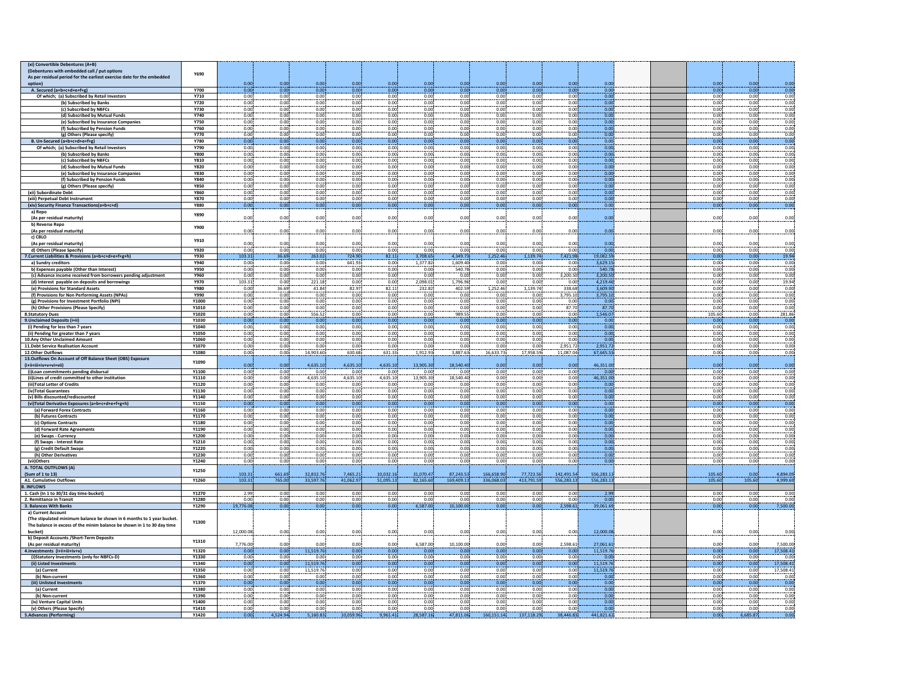| | | | | | | | | | | | | | | | |
|---|---|---|---|---|---|---|---|---|---|---|---|---|---|---|---|
| **(xi) Convertible Debentures (A+B) (Debentures with embedded call / put options As per residual period for the earliest exercise date for the embedded option)** | Y690 | 0.00 | 0.00 | 0.00 | 0.00 | 0.00 | 0.00 | 0.00 | 0.00 | 0.00 | 0.00 | 0.00 | 0.00 | 0.00 | 0.00 |
| **A. Secured (a+b+c+d+e+f+g)** | Y700 | 0.00 | 0.00 | 0.00 | 0.00 | 0.00 | 0.00 | 0.00 | 0.00 | 0.00 | 0.00 | 0.00 | 0.00 | 0.00 | 0.00 |
| Of which; (a) Subscribed by Retail Investors | Y710 | 0.00 | 0.00 | 0.00 | 0.00 | 0.00 | 0.00 | 0.00 | 0.00 | 0.00 | 0.00 | 0.00 | 0.00 | 0.00 | 0.00 |
| (b) Subscribed by Banks | Y720 | 0.00 | 0.00 | 0.00 | 0.00 | 0.00 | 0.00 | 0.00 | 0.00 | 0.00 | 0.00 | 0.00 | 0.00 | 0.00 | 0.00 |
| (c) Subscribed by NBFCs | Y730 | 0.00 | 0.00 | 0.00 | 0.00 | 0.00 | 0.00 | 0.00 | 0.00 | 0.00 | 0.00 | 0.00 | 0.00 | 0.00 | 0.00 |
| (d) Subscribed by Mutual Funds | Y740 | 0.00 | 0.00 | 0.00 | 0.00 | 0.00 | 0.00 | 0.00 | 0.00 | 0.00 | 0.00 | 0.00 | 0.00 | 0.00 | 0.00 |
| (e) Subscribed by Insurance Companies | Y750 | 0.00 | 0.00 | 0.00 | 0.00 | 0.00 | 0.00 | 0.00 | 0.00 | 0.00 | 0.00 | 0.00 | 0.00 | 0.00 | 0.00 |
| (f) Subscribed by Pension Funds | Y760 | 0.00 | 0.00 | 0.00 | 0.00 | 0.00 | 0.00 | 0.00 | 0.00 | 0.00 | 0.00 | 0.00 | 0.00 | 0.00 | 0.00 |
| (g) Others (Please specify) | Y770 | 0.00 | 0.00 | 0.00 | 0.00 | 0.00 | 0.00 | 0.00 | 0.00 | 0.00 | 0.00 | 0.00 | 0.00 | 0.00 | 0.00 |
| **B. Un-Secured (a+b+c+d+e+f+g)** | Y780 | 0.00 | 0.00 | 0.00 | 0.00 | 0.00 | 0.00 | 0.00 | 0.00 | 0.00 | 0.00 | 0.00 | 0.00 | 0.00 | 0.00 |
| Of which; (a) Subscribed by Retail Investors | Y790 | 0.00 | 0.00 | 0.00 | 0.00 | 0.00 | 0.00 | 0.00 | 0.00 | 0.00 | 0.00 | 0.00 | 0.00 | 0.00 | 0.00 |
| (b) Subscribed by Banks | Y800 | 0.00 | 0.00 | 0.00 | 0.00 | 0.00 | 0.00 | 0.00 | 0.00 | 0.00 | 0.00 | 0.00 | 0.00 | 0.00 | 0.00 |
| (c) Subscribed by NBFCs | Y810 | 0.00 | 0.00 | 0.00 | 0.00 | 0.00 | 0.00 | 0.00 | 0.00 | 0.00 | 0.00 | 0.00 | 0.00 | 0.00 | 0.00 |
| (d) Subscribed by Mutual Funds | Y820 | 0.00 | 0.00 | 0.00 | 0.00 | 0.00 | 0.00 | 0.00 | 0.00 | 0.00 | 0.00 | 0.00 | 0.00 | 0.00 | 0.00 |
| (e) Subscribed by Insurance Companies | Y830 | 0.00 | 0.00 | 0.00 | 0.00 | 0.00 | 0.00 | 0.00 | 0.00 | 0.00 | 0.00 | 0.00 | 0.00 | 0.00 | 0.00 |
| (f) Subscribed by Pension Funds | Y840 | 0.00 | 0.00 | 0.00 | 0.00 | 0.00 | 0.00 | 0.00 | 0.00 | 0.00 | 0.00 | 0.00 | 0.00 | 0.00 | 0.00 |
| (g) Others (Please specify) | Y850 | 0.00 | 0.00 | 0.00 | 0.00 | 0.00 | 0.00 | 0.00 | 0.00 | 0.00 | 0.00 | 0.00 | 0.00 | 0.00 | 0.00 |
| (xii) Subordinate Debt | Y860 | 0.00 | 0.00 | 0.00 | 0.00 | 0.00 | 0.00 | 0.00 | 0.00 | 0.00 | 0.00 | 0.00 | 0.00 | 0.00 | 0.00 |
| (xiii) Perpetual Debt Instrument | Y870 | 0.00 | 0.00 | 0.00 | 0.00 | 0.00 | 0.00 | 0.00 | 0.00 | 0.00 | 0.00 | 0.00 | 0.00 | 0.00 | 0.00 |
| **(xiv) Security Finance Transactions(a+b+c+d)** | Y880 | 0.00 | 0.00 | 0.00 | 0.00 | 0.00 | 0.00 | 0.00 | 0.00 | 0.00 | 0.00 | 0.00 | 0.00 | 0.00 | 0.00 |
| a) Repo (As per residual maturity) | Y890 | 0.00 | 0.00 | 0.00 | 0.00 | 0.00 | 0.00 | 0.00 | 0.00 | 0.00 | 0.00 | 0.00 | 0.00 | 0.00 | 0.00 |
| b) Reverse Repo (As per residual maturity) | Y900 | 0.00 | 0.00 | 0.00 | 0.00 | 0.00 | 0.00 | 0.00 | 0.00 | 0.00 | 0.00 | 0.00 | 0.00 | 0.00 | 0.00 |
| c) CBLO (As per residual maturity) | Y910 | 0.00 | 0.00 | 0.00 | 0.00 | 0.00 | 0.00 | 0.00 | 0.00 | 0.00 | 0.00 | 0.00 | 0.00 | 0.00 | 0.00 |
| d) Others (Please Specify) | Y920 | 0.00 | 0.00 | 0.00 | 0.00 | 0.00 | 0.00 | 0.00 | 0.00 | 0.00 | 0.00 | 0.00 | 0.00 | 0.00 | 0.00 |
| **7.Current Liabilities & Provisions (a+b+c+d+e+f+g+h)** | Y930 | 103.31 | 36.69 | 263.02 | 724.90 | 82.11 | 3,708.65 | 4,349.73 | 1,252.46 | 1,139.74 | 7,421.98 | 19,082.59 | 0.00 | 0.00 | 19.94 |
| a) Sundry creditors | Y940 | 0.00 | 0.00 | 0.00 | 641.93 | 0.00 | 1,377.82 | 1,609.40 | 0.00 | 0.00 | 0.00 | 3,629.15 | 0.00 | 0.00 | 0.00 |
| b) Expenses payable (Other than Interest) | Y950 | 0.00 | 0.00 | 0.00 | 0.00 | 0.00 | 0.00 | 540.78 | 0.00 | 0.00 | 0.00 | 540.78 | 0.00 | 0.00 | 0.00 |
| (c) Advance income received from borrowers pending adjustment | Y960 | 0.00 | 0.00 | 0.00 | 0.00 | 0.00 | 0.00 | 0.00 | 0.00 | 0.00 | 3,200.50 | 3,200.50 | 0.00 | 0.00 | 0.00 |
| (d) Interest payable on deposits and borrowings | Y970 | 103.31 | 0.00 | 221.18 | 0.00 | 0.00 | 2,098.01 | 1,796.96 | 0.00 | 0.00 | 0.00 | 4,219.46 | 0.00 | 0.00 | 19.94 |
| (e) Provisions for Standard Assets | Y980 | 0.00 | 36.69 | 41.84 | 82.97 | 82.11 | 232.82 | 402.59 | 1,252.46 | 1,139.74 | 338.68 | 3,609.90 | 0.00 | 0.00 | 0.00 |
| (f) Provisions for Non Performing Assets (NPAs) | Y990 | 0.00 | 0.00 | 0.00 | 0.00 | 0.00 | 0.00 | 0.00 | 0.00 | 0.00 | 3,795.10 | 3,795.10 | 0.00 | 0.00 | 0.00 |
| (g) Provisions for Investment Portfolio (NPI) | Y1000 | 0.00 | 0.00 | 0.00 | 0.00 | 0.00 | 0.00 | 0.00 | 0.00 | 0.00 | 0.00 | 0.00 | 0.00 | 0.00 | 0.00 |
| (h) Other Provisions (Please Specify) | Y1010 | 0.00 | 0.00 | 0.00 | 0.00 | 0.00 | 0.00 | 0.00 | 0.00 | 0.00 | 87.70 | 87.70 | 0.00 | 0.00 | 0.00 |
| **8.Statutory Dues** | Y1020 | 0.00 | 0.00 | 556.52 | 0.00 | 0.00 | 0.00 | 989.55 | 0.00 | 0.00 | 0.00 | 1,546.07 | 105.60 | 0.00 | 281.86 |
| **9.Unclaimed Deposits (i+ii)** | Y1030 | 0.00 | 0.00 | 0.00 | 0.00 | 0.00 | 0.00 | 0.00 | 0.00 | 0.00 | 0.00 | 0.00 | 0.00 | 0.00 | 0.00 |
| (i) Pending for less than 7 years | Y1040 | 0.00 | 0.00 | 0.00 | 0.00 | 0.00 | 0.00 | 0.00 | 0.00 | 0.00 | 0.00 | 0.00 | 0.00 | 0.00 | 0.00 |
| (ii) Pending for greater than 7 years | Y1050 | 0.00 | 0.00 | 0.00 | 0.00 | 0.00 | 0.00 | 0.00 | 0.00 | 0.00 | 0.00 | 0.00 | 0.00 | 0.00 | 0.00 |
| **10.Any Other Unclaimed Amount** | Y1060 | 0.00 | 0.00 | 0.00 | 0.00 | 0.00 | 0.00 | 0.00 | 0.00 | 0.00 | 0.00 | 0.00 | 0.00 | 0.00 | 0.00 |
| **11.Debt Service Realisation Account** | Y1070 | 0.00 | 0.00 | 0.00 | 0.00 | 0.00 | 0.00 | 0.00 | 0.00 | 0.00 | 2,951.72 | 2,951.72 | 0.00 | 0.00 | 0.00 |
| **12.Other Outflows** | Y1080 | 0.00 | 0.00 | 14,903.60 | 630.68 | 631.33 | 1,912.93 | 3,887.63 | 16,633.73 | 17,958.59 | 11,087.04 | 67,645.53 | 0.00 | 0.00 | 0.00 |
| **13.Outflows On Account of Off Balance Sheet (OBS) Exposure (i+ii+iii+iv+vi+vii)** | Y1090 | 0.00 | 0.00 | 4,635.10 | 4,635.10 | 4,635.10 | 13,905.30 | 18,540.40 | 0.00 | 0.00 | 0.00 | 46,351.00 | 0.00 | 0.00 | 0.00 |
| (i)Loan commitments pending disbursal | Y1100 | 0.00 | 0.00 | 0.00 | 0.00 | 0.00 | 0.00 | 0.00 | 0.00 | 0.00 | 0.00 | 0.00 | 0.00 | 0.00 | 0.00 |
| (ii)Lines of credit committed to other institution | Y1110 | 0.00 | 0.00 | 4,635.10 | 4,635.10 | 4,635.10 | 13,905.30 | 18,540.40 | 0.00 | 0.00 | 0.00 | 46,351.00 | 0.00 | 0.00 | 0.00 |
| (iii)Total Letter of Credits | Y1120 | 0.00 | 0.00 | 0.00 | 0.00 | 0.00 | 0.00 | 0.00 | 0.00 | 0.00 | 0.00 | 0.00 | 0.00 | 0.00 | 0.00 |
| (iv)Total Guarantees | Y1130 | 0.00 | 0.00 | 0.00 | 0.00 | 0.00 | 0.00 | 0.00 | 0.00 | 0.00 | 0.00 | 0.00 | 0.00 | 0.00 | 0.00 |
| (v) Bills discounted/rediscounted | Y1140 | 0.00 | 0.00 | 0.00 | 0.00 | 0.00 | 0.00 | 0.00 | 0.00 | 0.00 | 0.00 | 0.00 | 0.00 | 0.00 | 0.00 |
| **(vi)Total Derivative Exposures (a+b+c+d+e+f+g+h)** | Y1150 | 0.00 | 0.00 | 0.00 | 0.00 | 0.00 | 0.00 | 0.00 | 0.00 | 0.00 | 0.00 | 0.00 | 0.00 | 0.00 | 0.00 |
| (a) Forward Forex Contracts | Y1160 | 0.00 | 0.00 | 0.00 | 0.00 | 0.00 | 0.00 | 0.00 | 0.00 | 0.00 | 0.00 | 0.00 | 0.00 | 0.00 | 0.00 |
| (b) Futures Contracts | Y1170 | 0.00 | 0.00 | 0.00 | 0.00 | 0.00 | 0.00 | 0.00 | 0.00 | 0.00 | 0.00 | 0.00 | 0.00 | 0.00 | 0.00 |
| (c) Options Contracts | Y1180 | 0.00 | 0.00 | 0.00 | 0.00 | 0.00 | 0.00 | 0.00 | 0.00 | 0.00 | 0.00 | 0.00 | 0.00 | 0.00 | 0.00 |
| (d) Forward Rate Agreements | Y1190 | 0.00 | 0.00 | 0.00 | 0.00 | 0.00 | 0.00 | 0.00 | 0.00 | 0.00 | 0.00 | 0.00 | 0.00 | 0.00 | 0.00 |
| (e) Swaps - Currency | Y1200 | 0.00 | 0.00 | 0.00 | 0.00 | 0.00 | 0.00 | 0.00 | 0.00 | 0.00 | 0.00 | 0.00 | 0.00 | 0.00 | 0.00 |
| (f) Swaps - Interest Rate | Y1210 | 0.00 | 0.00 | 0.00 | 0.00 | 0.00 | 0.00 | 0.00 | 0.00 | 0.00 | 0.00 | 0.00 | 0.00 | 0.00 | 0.00 |
| (g) Credit Default Swaps | Y1220 | 0.00 | 0.00 | 0.00 | 0.00 | 0.00 | 0.00 | 0.00 | 0.00 | 0.00 | 0.00 | 0.00 | 0.00 | 0.00 | 0.00 |
| (h) Other Derivatives | Y1230 | 0.00 | 0.00 | 0.00 | 0.00 | 0.00 | 0.00 | 0.00 | 0.00 | 0.00 | 0.00 | 0.00 | 0.00 | 0.00 | 0.00 |
| (vii)Others | Y1240 | 0.00 | 0.00 | 0.00 | 0.00 | 0.00 | 0.00 | 0.00 | 0.00 | 0.00 | 0.00 | 0.00 | 0.00 | 0.00 | 0.00 |
| **A. TOTAL OUTFLOWS (A) (Sum of 1 to 13)** | Y1250 | 103.31 | 661.69 | 32,832.76 | 7,465.21 | 10,032.16 | 31,070.47 | 87,243.53 | 166,658.90 | 77,723.56 | 142,491.54 | 556,283.13 | 105.60 | 0.00 | 4,894.09 |
| **A1. Cumulative Outflows** | Y1260 | 103.31 | 765.00 | 33,597.76 | 41,062.97 | 51,095.13 | 82,165.60 | 169,409.13 | 336,068.03 | 413,791.59 | 556,283.13 | 556,283.13 | 105.60 | 105.60 | 4,999.69 |
| **B. INFLOWS** | | | | | | | | | | | | | | | |
| **1. Cash (In 1 to 30/31 day time-bucket)** | Y1270 | 2.99 | 0.00 | 0.00 | 0.00 | 0.00 | 0.00 | 0.00 | 0.00 | 0.00 | 0.00 | 2.99 | 0.00 | 0.00 | 0.00 |
| **2. Remittance in Transit** | Y1280 | 0.00 | 0.00 | 0.00 | 0.00 | 0.00 | 0.00 | 0.00 | 0.00 | 0.00 | 0.00 | 0.00 | 0.00 | 0.00 | 0.00 |
| **3. Balances With Banks** | Y1290 | 19,776.08 | 0.00 | 0.00 | 0.00 | 0.00 | 6,587.00 | 10,100.00 | 0.00 | 0.00 | 2,598.61 | 39,061.69 | 0.00 | 0.00 | 7,500.00 |
| a) Current Account (The stipulated minimum balance be shown in 6 months to 1 year bucket. The balance in excess of the minim balance be shown in 1 to 30 day time bucket) | Y1300 | 12,000.08 | 0.00 | 0.00 | 0.00 | 0.00 | 0.00 | 0.00 | 0.00 | 0.00 | 0.00 | 12,000.08 | 0.00 | 0.00 | 0.00 |
| b) Deposit Accounts /Short-Term Deposits (As per residual maturity) | Y1310 | 7,776.00 | 0.00 | 0.00 | 0.00 | 0.00 | 6,587.00 | 10,100.00 | 0.00 | 0.00 | 2,598.61 | 27,061.61 | 0.00 | 0.00 | 7,500.00 |
| **4.Investments (i+ii+iii+iv+v)** | Y1320 | 0.00 | 0.00 | 11,519.76 | 0.00 | 0.00 | 0.00 | 0.00 | 0.00 | 0.00 | 0.00 | 11,519.76 | 0.00 | 0.00 | 17,508.41 |
| (i)Statutory Investments (only for NBFCs-D) | Y1330 | 0.00 | 0.00 | 0.00 | 0.00 | 0.00 | 0.00 | 0.00 | 0.00 | 0.00 | 0.00 | 0.00 | 0.00 | 0.00 | 0.00 |
| **(ii) Listed Investments** | Y1340 | 0.00 | 0.00 | 11,519.76 | 0.00 | 0.00 | 0.00 | 0.00 | 0.00 | 0.00 | 0.00 | 11,519.76 | 0.00 | 0.00 | 17,508.41 |
| (a) Current | Y1350 | 0.00 | 0.00 | 11,519.76 | 0.00 | 0.00 | 0.00 | 0.00 | 0.00 | 0.00 | 0.00 | 11,519.76 | 0.00 | 0.00 | 17,508.41 |
| (b) Non-current | Y1360 | 0.00 | 0.00 | 0.00 | 0.00 | 0.00 | 0.00 | 0.00 | 0.00 | 0.00 | 0.00 | 0.00 | 0.00 | 0.00 | 0.00 |
| **(iii) Unlisted Investments** | Y1370 | 0.00 | 0.00 | 0.00 | 0.00 | 0.00 | 0.00 | 0.00 | 0.00 | 0.00 | 0.00 | 0.00 | 0.00 | 0.00 | 0.00 |
| (a) Current | Y1380 | 0.00 | 0.00 | 0.00 | 0.00 | 0.00 | 0.00 | 0.00 | 0.00 | 0.00 | 0.00 | 0.00 | 0.00 | 0.00 | 0.00 |
| (b) Non-current | Y1390 | 0.00 | 0.00 | 0.00 | 0.00 | 0.00 | 0.00 | 0.00 | 0.00 | 0.00 | 0.00 | 0.00 | 0.00 | 0.00 | 0.00 |
| (iv) Venture Capital Units | Y1400 | 0.00 | 0.00 | 0.00 | 0.00 | 0.00 | 0.00 | 0.00 | 0.00 | 0.00 | 0.00 | 0.00 | 0.00 | 0.00 | 0.00 |
| (v) Others (Please Specify) | Y1410 | 0.00 | 0.00 | 0.00 | 0.00 | 0.00 | 0.00 | 0.00 | 0.00 | 0.00 | 0.00 | 0.00 | 0.00 | 0.00 | 0.00 |
| **5.Advances (Performing)** | Y1420 | 0.00 | 4,524.94 | 5,160.83 | 10,059.96 | 9,961.41 | 28,587.16 | 47,811.06 | 160,151.14 | 137,118.29 | 38,446.83 | 441,821.62 | 0.00 | 6,685.87 | 0.00 |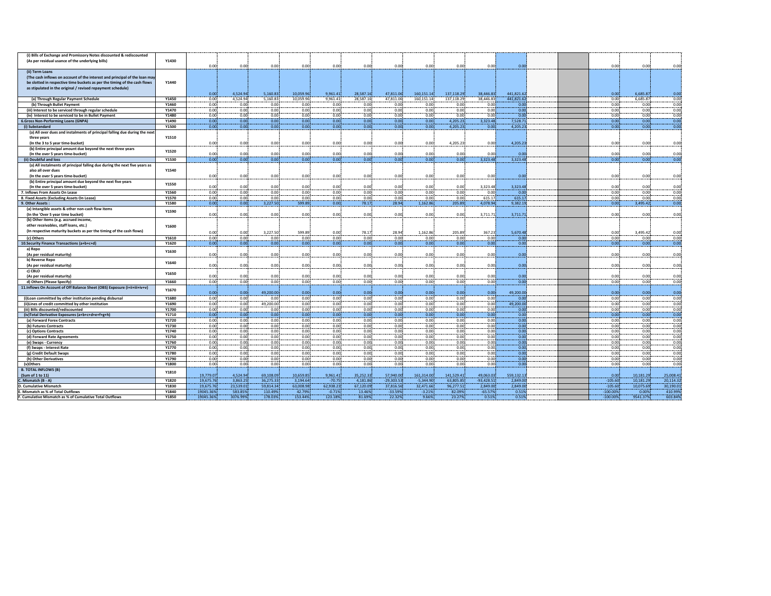| | | | | | | | | | | | | | | | | | |
|---|---|---|---|---|---|---|---|---|---|---|---|---|---|---|---|---|---|
| (i) Bills of Exchange and Promissory Notes discounted & rediscounted (As per residual usance of the underlying bills) | Y1430 | 0.00 | 0.00 | 0.00 | 0.00 | 0.00 | 0.00 | 0.00 | 0.00 | 0.00 | 0.00 | 0.00 | | | 0.00 | 0.00 | 0.00 |
| (ii) Term Loans (The cash inflows on account of the interest and principal of the loan may be slotted in respective time buckets as per the timing of the cash flows as stipulated in the original / revised repayment schedule) | Y1440 | 0.00 | 4,524.94 | 5,160.83 | 10,059.96 | 9,961.41 | 28,587.16 | 47,811.06 | 160,151.14 | 137,118.29 | 38,446.83 | 441,821.62 | | | 0.00 | 6,685.87 | 0.00 |
| (a) Through Regular Payment Schedule | Y1450 | 0.00 | 4,524.94 | 5,160.83 | 10,059.96 | 9,961.41 | 28,587.16 | 47,811.06 | 160,151.14 | 137,118.29 | 38,446.83 | 441,821.62 | | | 0.00 | 6,685.87 | 0.00 |
| (b) Through Bullet Payment | Y1460 | 0.00 | 0.00 | 0.00 | 0.00 | 0.00 | 0.00 | 0.00 | 0.00 | 0.00 | 0.00 | 0.00 | | | 0.00 | 0.00 | 0.00 |
| (iii) Interest to be serviced through regular schedule | Y1470 | 0.00 | 0.00 | 0.00 | 0.00 | 0.00 | 0.00 | 0.00 | 0.00 | 0.00 | 0.00 | 0.00 | | | 0.00 | 0.00 | 0.00 |
| (iv) Interest to be serviced to be in Bullet Payment | Y1480 | 0.00 | 0.00 | 0.00 | 0.00 | 0.00 | 0.00 | 0.00 | 0.00 | 0.00 | 0.00 | 0.00 | | | 0.00 | 0.00 | 0.00 |
| 6.Gross Non-Performing Loans (GNPA) | Y1490 | 0.00 | 0.00 | 0.00 | 0.00 | 0.00 | 0.00 | 0.00 | 0.00 | 4,205.23 | 3,323.48 | 7,528.71 | | | 0.00 | 0.00 | 0.00 |
| (i) Substandard | Y1500 | 0.00 | 0.00 | 0.00 | 0.00 | 0.00 | 0.00 | 0.00 | 0.00 | 4,205.23 | 0.00 | 4,205.23 | | | 0.00 | 0.00 | 0.00 |
| (a) All over dues and instalments of principal falling due during the next three years (In the 3 to 5 year time-bucket) | Y1510 | 0.00 | 0.00 | 0.00 | 0.00 | 0.00 | 0.00 | 0.00 | 0.00 | 4,205.23 | 0.00 | 4,205.23 | | | 0.00 | 0.00 | 0.00 |
| (b) Entire principal amount due beyond the next three years (In the over 5 years time-bucket) | Y1520 | 0.00 | 0.00 | 0.00 | 0.00 | 0.00 | 0.00 | 0.00 | 0.00 | 0.00 | 0.00 | 0.00 | | | 0.00 | 0.00 | 0.00 |
| (ii) Doubtful and loss | Y1530 | 0.00 | 0.00 | 0.00 | 0.00 | 0.00 | 0.00 | 0.00 | 0.00 | 0.00 | 3,323.48 | 3,323.48 | | | 0.00 | 0.00 | 0.00 |
| (a) All instalments of principal falling due during the next five years as also all over dues (In the over 5 years time-bucket) | Y1540 | 0.00 | 0.00 | 0.00 | 0.00 | 0.00 | 0.00 | 0.00 | 0.00 | 0.00 | 0.00 | 0.00 | | | 0.00 | 0.00 | 0.00 |
| (b) Entire principal amount due beyond the next five years (In the over 5 years time-bucket) | Y1550 | 0.00 | 0.00 | 0.00 | 0.00 | 0.00 | 0.00 | 0.00 | 0.00 | 0.00 | 3,323.48 | 3,323.48 | | | 0.00 | 0.00 | 0.00 |
| 7. Inflows From Assets On Lease | Y1560 | 0.00 | 0.00 | 0.00 | 0.00 | 0.00 | 0.00 | 0.00 | 0.00 | 0.00 | 0.00 | 0.00 | | | 0.00 | 0.00 | 0.00 |
| 8. Fixed Assets (Excluding Assets On Lease) | Y1570 | 0.00 | 0.00 | 0.00 | 0.00 | 0.00 | 0.00 | 0.00 | 0.00 | 0.00 | 615.17 | 615.17 | | | 0.00 | 0.00 | 0.00 |
| 9. Other Assets : | Y1580 | 0.00 | 0.00 | 3,227.50 | 599.89 | 0.00 | 78.17 | 28.94 | 1,162.86 | 205.89 | 4,078.94 | 9,382.19 | | | 0.00 | 3,495.42 | 0.00 |
| (a) Intangible assets & other non-cash flow items (In the 'Over 5 year time bucket) | Y1590 | 0.00 | 0.00 | 0.00 | 0.00 | 0.00 | 0.00 | 0.00 | 0.00 | 0.00 | 3,711.71 | 3,711.71 | | | 0.00 | 0.00 | 0.00 |
| (b) Other items (e.g. accrued income, other receivables, staff loans, etc.) (In respective maturity buckets as per the timing of the cash flows) | Y1600 | 0.00 | 0.00 | 3,227.50 | 599.89 | 0.00 | 78.17 | 28.94 | 1,162.86 | 205.89 | 367.23 | 5,670.48 | | | 0.00 | 3,495.42 | 0.00 |
| (c) Others | Y1610 | 0.00 | 0.00 | 0.00 | 0.00 | 0.00 | 0.00 | 0.00 | 0.00 | 0.00 | 0.00 | 0.00 | | | 0.00 | 0.00 | 0.00 |
| 10.Security Finance Transactions (a+b+c+d) | Y1620 | 0.00 | 0.00 | 0.00 | 0.00 | 0.00 | 0.00 | 0.00 | 0.00 | 0.00 | 0.00 | 0.00 | | | 0.00 | 0.00 | 0.00 |
| a) Repo (As per residual maturity) | Y1630 | 0.00 | 0.00 | 0.00 | 0.00 | 0.00 | 0.00 | 0.00 | 0.00 | 0.00 | 0.00 | 0.00 | | | 0.00 | 0.00 | 0.00 |
| b) Reverse Repo (As per residual maturity) | Y1640 | 0.00 | 0.00 | 0.00 | 0.00 | 0.00 | 0.00 | 0.00 | 0.00 | 0.00 | 0.00 | 0.00 | | | 0.00 | 0.00 | 0.00 |
| c) CBLO (As per residual maturity) | Y1650 | 0.00 | 0.00 | 0.00 | 0.00 | 0.00 | 0.00 | 0.00 | 0.00 | 0.00 | 0.00 | 0.00 | | | 0.00 | 0.00 | 0.00 |
| d) Others (Please Specify) | Y1660 | 0.00 | 0.00 | 0.00 | 0.00 | 0.00 | 0.00 | 0.00 | 0.00 | 0.00 | 0.00 | 0.00 | | | 0.00 | 0.00 | 0.00 |
| 11.Inflows On Account of Off Balance Sheet (OBS) Exposure (i+ii+iii+iv+v) | Y1670 | 0.00 | 0.00 | 49,200.00 | 0.00 | 0.00 | 0.00 | 0.00 | 0.00 | 0.00 | 0.00 | 49,200.00 | | | 0.00 | 0.00 | 0.00 |
| (i)Loan committed by other institution pending disbursal | Y1680 | 0.00 | 0.00 | 0.00 | 0.00 | 0.00 | 0.00 | 0.00 | 0.00 | 0.00 | 0.00 | 0.00 | | | 0.00 | 0.00 | 0.00 |
| (ii)Lines of credit committed by other institution | Y1690 | 0.00 | 0.00 | 49,200.00 | 0.00 | 0.00 | 0.00 | 0.00 | 0.00 | 0.00 | 0.00 | 49,200.00 | | | 0.00 | 0.00 | 0.00 |
| (iii) Bills discounted/rediscounted | Y1700 | 0.00 | 0.00 | 0.00 | 0.00 | 0.00 | 0.00 | 0.00 | 0.00 | 0.00 | 0.00 | 0.00 | | | 0.00 | 0.00 | 0.00 |
| (iv)Total Derivative Exposures (a+b+c+d+e+f+g+h) | Y1710 | 0.00 | 0.00 | 0.00 | 0.00 | 0.00 | 0.00 | 0.00 | 0.00 | 0.00 | 0.00 | 0.00 | | | 0.00 | 0.00 | 0.00 |
| (a) Forward Forex Contracts | Y1720 | 0.00 | 0.00 | 0.00 | 0.00 | 0.00 | 0.00 | 0.00 | 0.00 | 0.00 | 0.00 | 0.00 | | | 0.00 | 0.00 | 0.00 |
| (b) Futures Contracts | Y1730 | 0.00 | 0.00 | 0.00 | 0.00 | 0.00 | 0.00 | 0.00 | 0.00 | 0.00 | 0.00 | 0.00 | | | 0.00 | 0.00 | 0.00 |
| (c) Options Contracts | Y1740 | 0.00 | 0.00 | 0.00 | 0.00 | 0.00 | 0.00 | 0.00 | 0.00 | 0.00 | 0.00 | 0.00 | | | 0.00 | 0.00 | 0.00 |
| (d) Forward Rate Agreements | Y1750 | 0.00 | 0.00 | 0.00 | 0.00 | 0.00 | 0.00 | 0.00 | 0.00 | 0.00 | 0.00 | 0.00 | | | 0.00 | 0.00 | 0.00 |
| (e) Swaps - Currency | Y1760 | 0.00 | 0.00 | 0.00 | 0.00 | 0.00 | 0.00 | 0.00 | 0.00 | 0.00 | 0.00 | 0.00 | | | 0.00 | 0.00 | 0.00 |
| (f) Swaps - Interest Rate | Y1770 | 0.00 | 0.00 | 0.00 | 0.00 | 0.00 | 0.00 | 0.00 | 0.00 | 0.00 | 0.00 | 0.00 | | | 0.00 | 0.00 | 0.00 |
| (g) Credit Default Swaps | Y1780 | 0.00 | 0.00 | 0.00 | 0.00 | 0.00 | 0.00 | 0.00 | 0.00 | 0.00 | 0.00 | 0.00 | | | 0.00 | 0.00 | 0.00 |
| (h) Other Derivatives | Y1790 | 0.00 | 0.00 | 0.00 | 0.00 | 0.00 | 0.00 | 0.00 | 0.00 | 0.00 | 0.00 | 0.00 | | | 0.00 | 0.00 | 0.00 |
| (v)Others | Y1800 | 0.00 | 0.00 | 0.00 | 0.00 | 0.00 | 0.00 | 0.00 | 0.00 | 0.00 | 0.00 | 0.00 | | | 0.00 | 0.00 | 0.00 |
| B. TOTAL INFLOWS (B) (Sum of 1 to 11) | Y1810 | 19,779.07 | 4,524.94 | 69,108.09 | 10,659.85 | 9,961.41 | 35,252.33 | 57,940.00 | 161,314.00 | 141,529.41 | 49,063.03 | 559,132.13 | | | 0.00 | 10,181.29 | 25,008.41 |
| C. Mismatch (B - A) | Y1820 | 19,675.76 | 3,863.25 | 36,275.33 | 3,194.64 | -70.75 | 4,181.86 | -29,303.53 | -5,344.90 | 63,805.85 | -93,428.51 | 2,849.00 | | | -105.60 | 10,181.29 | 20,114.32 |
| D. Cumulative Mismatch | Y1830 | 19,675.76 | 23,539.01 | 59,814.34 | 63,008.98 | 62,938.23 | 67,120.09 | 37,816.56 | 32,471.66 | 96,277.51 | 2,849.00 | 2,849.00 | | | -105.60 | 10,075.69 | 30,190.01 |
| E. Mismatch as % of Total Outflows | Y1840 | 19045.36% | 583.85% | 110.49% | 42.79% | -0.71% | 13.46% | -33.59% | -3.21% | 82.09% | -65.57% | 0.51% | | | -100.00% | 0.00% | 410.99% |
| F. Cumulative Mismatch as % of Cumulative Total Outflows | Y1850 | 19045.36% | 3076.99% | 178.03% | 153.44% | 123.18% | 81.69% | 22.32% | 9.66% | 23.27% | 0.51% | 0.51% | | | -100.00% | 9541.37% | 603.84% |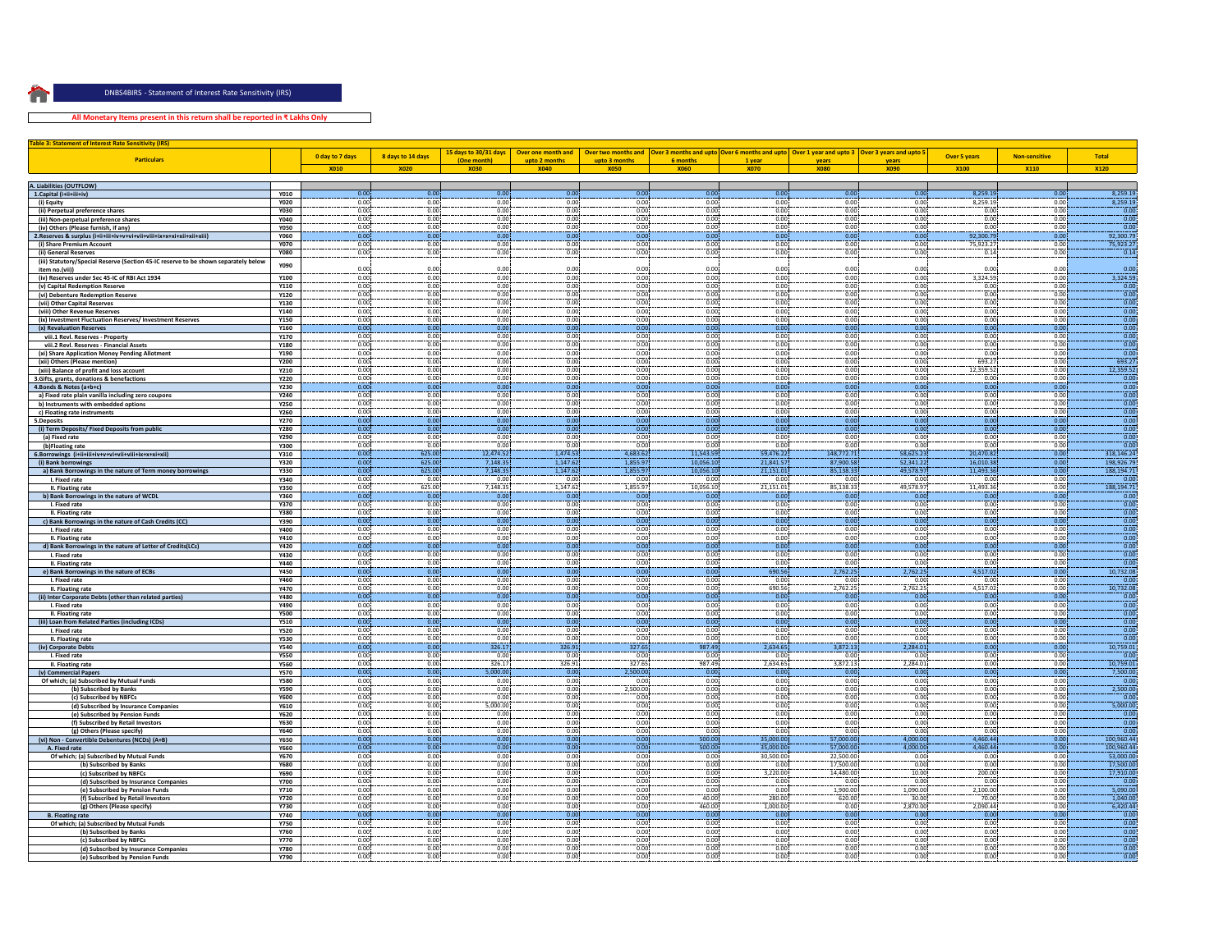DNBS4BIRS - Statement of Interest Rate Sensitivity (IRS)

**All Monetary Items present in this return shall be reported in ₹ Lakhs Only**

**Table 3: Statement of Interest Rate Sensitivity (IRS)**

| Particulars | | 0 day to 7 days | 8 days to 14 days | 15 days to 30/31 days (One month) | Over one month and upto 2 months | Over two months and upto 3 months | Over 3 months and upto 6 months | Over 6 months and upto 1 year | Over 1 year and upto 3 years | Over 3 years and upto 5 years | Over 5 years | Non-sensitive | Total |
|---|---|---|---|---|---|---|---|---|---|---|---|---|---|
| | | X010 | X020 | X030 | X040 | X050 | X060 | X070 | X080 | X090 | X100 | X110 | X120 |
| **A. Liabilities (OUTFLOW)** | | | | | | | | | | | | | |
| 1.Capital (i+ii+iii+iv) | Y010 | 0.00 | 0.00 | 0.00 | 0.00 | 0.00 | 0.00 | 0.00 | 0.00 | 0.00 | 8,259.19 | 0.00 | 8,259.19 |
| (i) Equity | Y020 | 0.00 | 0.00 | 0.00 | 0.00 | 0.00 | 0.00 | 0.00 | 0.00 | 0.00 | 8,259.19 | 0.00 | 8,259.19 |
| (ii) Perpetual preference shares | Y030 | 0.00 | 0.00 | 0.00 | 0.00 | 0.00 | 0.00 | 0.00 | 0.00 | 0.00 | 0.00 | 0.00 | 0.00 |
| (iii) Non-perpetual preference shares | Y040 | 0.00 | 0.00 | 0.00 | 0.00 | 0.00 | 0.00 | 0.00 | 0.00 | 0.00 | 0.00 | 0.00 | 0.00 |
| (iv) Others (Please furnish, if any) | Y050 | 0.00 | 0.00 | 0.00 | 0.00 | 0.00 | 0.00 | 0.00 | 0.00 | 0.00 | 0.00 | 0.00 | 0.00 |
| 2.Reserves & surplus (i+ii+iii+iv+v+vi+vii+viii+ix+x+xi+xii+xiii) | Y060 | 0.00 | 0.00 | 0.00 | 0.00 | 0.00 | 0.00 | 0.00 | 0.00 | 0.00 | 92,300.79 | 0.00 | 92,300.79 |
| (i) Share Premium Account | Y070 | 0.00 | 0.00 | 0.00 | 0.00 | 0.00 | 0.00 | 0.00 | 0.00 | 0.00 | 75,923.27 | 0.00 | 75,923.27 |
| (ii) General Reserves | Y080 | 0.00 | 0.00 | 0.00 | 0.00 | 0.00 | 0.00 | 0.00 | 0.00 | 0.00 | 0.14 | 0.00 | 0.14 |
| (iii) Statutory/Special Reserve (Section 45-IC reserve to be shown separately below item no.(vii)) | Y090 | 0.00 | 0.00 | 0.00 | 0.00 | 0.00 | 0.00 | 0.00 | 0.00 | 0.00 | 0.00 | 0.00 | 0.00 |
| (iv) Reserves under Sec 45-IC of RBI Act 1934 | Y100 | 0.00 | 0.00 | 0.00 | 0.00 | 0.00 | 0.00 | 0.00 | 0.00 | 0.00 | 3,324.59 | 0.00 | 3,324.59 |
| (v) Capital Redemption Reserve | Y110 | 0.00 | 0.00 | 0.00 | 0.00 | 0.00 | 0.00 | 0.00 | 0.00 | 0.00 | 0.00 | 0.00 | 0.00 |
| (vi) Debenture Redemption Reserve | Y120 | 0.00 | 0.00 | 0.00 | 0.00 | 0.00 | 0.00 | 0.00 | 0.00 | 0.00 | 0.00 | 0.00 | 0.00 |
| (vii) Other Capital Reserves | Y130 | 0.00 | 0.00 | 0.00 | 0.00 | 0.00 | 0.00 | 0.00 | 0.00 | 0.00 | 0.00 | 0.00 | 0.00 |
| (viii) Other Revenue Reserves | Y140 | 0.00 | 0.00 | 0.00 | 0.00 | 0.00 | 0.00 | 0.00 | 0.00 | 0.00 | 0.00 | 0.00 | 0.00 |
| (ix) Investment Fluctuation Reserves/ Investment Reserves | Y150 | 0.00 | 0.00 | 0.00 | 0.00 | 0.00 | 0.00 | 0.00 | 0.00 | 0.00 | 0.00 | 0.00 | 0.00 |
| (x) Revaluation Reserves | Y160 | 0.00 | 0.00 | 0.00 | 0.00 | 0.00 | 0.00 | 0.00 | 0.00 | 0.00 | 0.00 | 0.00 | 0.00 |
| viii.1 Revl. Reserves - Property | Y170 | 0.00 | 0.00 | 0.00 | 0.00 | 0.00 | 0.00 | 0.00 | 0.00 | 0.00 | 0.00 | 0.00 | 0.00 |
| viii.2 Revl. Reserves - Financial Assets | Y180 | 0.00 | 0.00 | 0.00 | 0.00 | 0.00 | 0.00 | 0.00 | 0.00 | 0.00 | 0.00 | 0.00 | 0.00 |
| (xi) Share Application Money Pending Allotment | Y190 | 0.00 | 0.00 | 0.00 | 0.00 | 0.00 | 0.00 | 0.00 | 0.00 | 0.00 | 0.00 | 0.00 | 0.00 |
| (xii) Others (Please mention) | Y200 | 0.00 | 0.00 | 0.00 | 0.00 | 0.00 | 0.00 | 0.00 | 0.00 | 0.00 | 693.27 | 0.00 | 693.27 |
| (xiii) Balance of profit and loss account | Y210 | 0.00 | 0.00 | 0.00 | 0.00 | 0.00 | 0.00 | 0.00 | 0.00 | 0.00 | 12,359.52 | 0.00 | 12,359.52 |
| 3.Gifts, grants, donations & benefactions | Y220 | 0.00 | 0.00 | 0.00 | 0.00 | 0.00 | 0.00 | 0.00 | 0.00 | 0.00 | 0.00 | 0.00 | 0.00 |
| 4.Bonds & Notes (a+b+c) | Y230 | 0.00 | 0.00 | 0.00 | 0.00 | 0.00 | 0.00 | 0.00 | 0.00 | 0.00 | 0.00 | 0.00 | 0.00 |
| a) Fixed rate plain vanilla including zero coupons | Y240 | 0.00 | 0.00 | 0.00 | 0.00 | 0.00 | 0.00 | 0.00 | 0.00 | 0.00 | 0.00 | 0.00 | 0.00 |
| b) Instruments with embedded options | Y250 | 0.00 | 0.00 | 0.00 | 0.00 | 0.00 | 0.00 | 0.00 | 0.00 | 0.00 | 0.00 | 0.00 | 0.00 |
| c) Floating rate instruments | Y260 | 0.00 | 0.00 | 0.00 | 0.00 | 0.00 | 0.00 | 0.00 | 0.00 | 0.00 | 0.00 | 0.00 | 0.00 |
| 5.Deposits | Y270 | 0.00 | 0.00 | 0.00 | 0.00 | 0.00 | 0.00 | 0.00 | 0.00 | 0.00 | 0.00 | 0.00 | 0.00 |
| (i) Term Deposits/ Fixed Deposits from public | Y280 | 0.00 | 0.00 | 0.00 | 0.00 | 0.00 | 0.00 | 0.00 | 0.00 | 0.00 | 0.00 | 0.00 | 0.00 |
| (a) Fixed rate | Y290 | 0.00 | 0.00 | 0.00 | 0.00 | 0.00 | 0.00 | 0.00 | 0.00 | 0.00 | 0.00 | 0.00 | 0.00 |
| (b)Floating rate | Y300 | 0.00 | 0.00 | 0.00 | 0.00 | 0.00 | 0.00 | 0.00 | 0.00 | 0.00 | 0.00 | 0.00 | 0.00 |
| 6.Borrowings (i+ii+iii+iv+v+vi+vii+viii+ix+x+xi+xii) | Y310 | 0.00 | 625.00 | 12,474.52 | 1,474.53 | 4,683.62 | 11,543.59 | 59,476.32 | 148,772.71 | 58,625.23 | 20,470.82 | 0.00 | 318,146.24 |
| (i) Bank borrowings | Y320 | 0.00 | 625.00 | 7,148.35 | 1,147.62 | 1,855.97 | 10,056.10 | 21,841.57 | 87,900.58 | 52,341.22 | 16,010.38 | 0.00 | 198,926.79 |
| a) Bank Borrowings in the nature of Term money borrowings | Y330 | 0.00 | 625.00 | 7,148.35 | 1,147.62 | 1,855.97 | 10,056.10 | 21,151.01 | 85,138.33 | 49,578.97 | 11,493.36 | 0.00 | 188,194.71 |
| I. Fixed rate | Y340 | 0.00 | 0.00 | 0.00 | 0.00 | 0.00 | 0.00 | 0.00 | 0.00 | 0.00 | 0.00 | 0.00 | 0.00 |
| II. Floating rate | Y350 | 0.00 | 625.00 | 7,148.35 | 1,147.62 | 1,855.97 | 10,056.10 | 21,151.01 | 85,138.33 | 49,578.97 | 11,493.36 | 0.00 | 188,194.71 |
| b) Bank Borrowings in the nature of WCDL | Y360 | 0.00 | 0.00 | 0.00 | 0.00 | 0.00 | 0.00 | 0.00 | 0.00 | 0.00 | 0.00 | 0.00 | 0.00 |
| I. Fixed rate | Y370 | 0.00 | 0.00 | 0.00 | 0.00 | 0.00 | 0.00 | 0.00 | 0.00 | 0.00 | 0.00 | 0.00 | 0.00 |
| II. Floating rate | Y380 | 0.00 | 0.00 | 0.00 | 0.00 | 0.00 | 0.00 | 0.00 | 0.00 | 0.00 | 0.00 | 0.00 | 0.00 |
| c) Bank Borrowings in the nature of Cash Credits (CC) | Y390 | 0.00 | 0.00 | 0.00 | 0.00 | 0.00 | 0.00 | 0.00 | 0.00 | 0.00 | 0.00 | 0.00 | 0.00 |
| I. Fixed rate | Y400 | 0.00 | 0.00 | 0.00 | 0.00 | 0.00 | 0.00 | 0.00 | 0.00 | 0.00 | 0.00 | 0.00 | 0.00 |
| II. Floating rate | Y410 | 0.00 | 0.00 | 0.00 | 0.00 | 0.00 | 0.00 | 0.00 | 0.00 | 0.00 | 0.00 | 0.00 | 0.00 |
| d) Bank Borrowings in the nature of Letter of Credits(LCs) | Y420 | 0.00 | 0.00 | 0.00 | 0.00 | 0.00 | 0.00 | 0.00 | 0.00 | 0.00 | 0.00 | 0.00 | 0.00 |
| I. Fixed rate | Y430 | 0.00 | 0.00 | 0.00 | 0.00 | 0.00 | 0.00 | 0.00 | 0.00 | 0.00 | 0.00 | 0.00 | 0.00 |
| II. Floating rate | Y440 | 0.00 | 0.00 | 0.00 | 0.00 | 0.00 | 0.00 | 0.00 | 0.00 | 0.00 | 0.00 | 0.00 | 0.00 |
| e) Bank Borrowings in the nature of ECBs | Y450 | 0.00 | 0.00 | 0.00 | 0.00 | 0.00 | 0.00 | 690.56 | 2,762.25 | 2,762.25 | 4,517.02 | 0.00 | 10,732.08 |
| I. Fixed rate | Y460 | 0.00 | 0.00 | 0.00 | 0.00 | 0.00 | 0.00 | 0.00 | 0.00 | 0.00 | 0.00 | 0.00 | 0.00 |
| II. Floating rate | Y470 | 0.00 | 0.00 | 0.00 | 0.00 | 0.00 | 0.00 | 690.56 | 2,762.25 | 2,762.25 | 4,517.02 | 0.00 | 10,732.08 |
| (ii) Inter Corporate Debts (other than related parties) | Y480 | 0.00 | 0.00 | 0.00 | 0.00 | 0.00 | 0.00 | 0.00 | 0.00 | 0.00 | 0.00 | 0.00 | 0.00 |
| I. Fixed rate | Y490 | 0.00 | 0.00 | 0.00 | 0.00 | 0.00 | 0.00 | 0.00 | 0.00 | 0.00 | 0.00 | 0.00 | 0.00 |
| II. Floating rate | Y500 | 0.00 | 0.00 | 0.00 | 0.00 | 0.00 | 0.00 | 0.00 | 0.00 | 0.00 | 0.00 | 0.00 | 0.00 |
| (iii) Loan from Related Parties (including ICDs) | Y510 | 0.00 | 0.00 | 0.00 | 0.00 | 0.00 | 0.00 | 0.00 | 0.00 | 0.00 | 0.00 | 0.00 | 0.00 |
| I. Fixed rate | Y520 | 0.00 | 0.00 | 0.00 | 0.00 | 0.00 | 0.00 | 0.00 | 0.00 | 0.00 | 0.00 | 0.00 | 0.00 |
| II. Floating rate | Y530 | 0.00 | 0.00 | 0.00 | 0.00 | 0.00 | 0.00 | 0.00 | 0.00 | 0.00 | 0.00 | 0.00 | 0.00 |
| (iv) Corporate Debts | Y540 | 0.00 | 0.00 | 326.17 | 326.91 | 327.65 | 987.49 | 2,634.65 | 3,872.13 | 2,284.01 | 0.00 | 0.00 | 10,759.01 |
| I. Fixed rate | Y550 | 0.00 | 0.00 | 0.00 | 0.00 | 0.00 | 0.00 | 0.00 | 0.00 | 0.00 | 0.00 | 0.00 | 0.00 |
| II. Floating rate | Y560 | 0.00 | 0.00 | 326.17 | 326.91 | 327.65 | 987.49 | 2,634.65 | 3,872.13 | 2,284.01 | 0.00 | 0.00 | 10,759.01 |
| (v) Commercial Papers | Y570 | 0.00 | 0.00 | 5,000.00 | 0.00 | 2,500.00 | 0.00 | 0.00 | 0.00 | 0.00 | 0.00 | 0.00 | 7,500.00 |
| Of which; (a) Subscribed by Mutual Funds | Y580 | 0.00 | 0.00 | 0.00 | 0.00 | 0.00 | 0.00 | 0.00 | 0.00 | 0.00 | 0.00 | 0.00 | 0.00 |
| (b) Subscribed by Banks | Y590 | 0.00 | 0.00 | 0.00 | 0.00 | 2,500.00 | 0.00 | 0.00 | 0.00 | 0.00 | 0.00 | 0.00 | 2,500.00 |
| (c) Subscribed by NBFCs | Y600 | 0.00 | 0.00 | 0.00 | 0.00 | 0.00 | 0.00 | 0.00 | 0.00 | 0.00 | 0.00 | 0.00 | 0.00 |
| (d) Subscribed by Insurance Companies | Y610 | 0.00 | 0.00 | 5,000.00 | 0.00 | 0.00 | 0.00 | 0.00 | 0.00 | 0.00 | 0.00 | 0.00 | 5,000.00 |
| (e) Subscribed by Pension Funds | Y620 | 0.00 | 0.00 | 0.00 | 0.00 | 0.00 | 0.00 | 0.00 | 0.00 | 0.00 | 0.00 | 0.00 | 0.00 |
| (f) Subscribed by Retail Investors | Y630 | 0.00 | 0.00 | 0.00 | 0.00 | 0.00 | 0.00 | 0.00 | 0.00 | 0.00 | 0.00 | 0.00 | 0.00 |
| (g) Others (Please specify) | Y640 | 0.00 | 0.00 | 0.00 | 0.00 | 0.00 | 0.00 | 0.00 | 0.00 | 0.00 | 0.00 | 0.00 | 0.00 |
| (vi) Non - Convertible Debentures (NCDs) (A+B) | Y650 | 0.00 | 0.00 | 0.00 | 0.00 | 0.00 | 500.00 | 35,000.00 | 57,000.00 | 4,000.00 | 4,460.44 | 0.00 | 100,960.44 |
| A. Fixed rate | Y660 | 0.00 | 0.00 | 0.00 | 0.00 | 0.00 | 500.00 | 35,000.00 | 57,000.00 | 4,000.00 | 4,460.44 | 0.00 | 100,960.44 |
| Of which; (a) Subscribed by Mutual Funds | Y670 | 0.00 | 0.00 | 0.00 | 0.00 | 0.00 | 0.00 | 30,500.00 | 22,500.00 | 0.00 | 0.00 | 0.00 | 53,000.00 |
| (b) Subscribed by Banks | Y680 | 0.00 | 0.00 | 0.00 | 0.00 | 0.00 | 0.00 | 0.00 | 17,500.00 | 0.00 | 0.00 | 0.00 | 17,500.00 |
| (c) Subscribed by NBFCs | Y690 | 0.00 | 0.00 | 0.00 | 0.00 | 0.00 | 0.00 | 3,220.00 | 14,480.00 | 10.00 | 200.00 | 0.00 | 17,910.00 |
| (d) Subscribed by Insurance Companies | Y700 | 0.00 | 0.00 | 0.00 | 0.00 | 0.00 | 0.00 | 0.00 | 0.00 | 0.00 | 0.00 | 0.00 | 0.00 |
| (e) Subscribed by Pension Funds | Y710 | 0.00 | 0.00 | 0.00 | 0.00 | 0.00 | 0.00 | 0.00 | 1,900.00 | 1,090.00 | 2,100.00 | 0.00 | 5,090.00 |
| (f) Subscribed by Retail Investors | Y720 | 0.00 | 0.00 | 0.00 | 0.00 | 0.00 | 40.00 | 280.00 | 620.00 | 30.00 | 70.00 | 0.00 | 1,040.00 |
| (g) Others (Please specify) | Y730 | 0.00 | 0.00 | 0.00 | 0.00 | 0.00 | 460.00 | 1,000.00 | 0.00 | 2,870.00 | 2,090.44 | 0.00 | 6,420.44 |
| B. Floating rate | Y740 | 0.00 | 0.00 | 0.00 | 0.00 | 0.00 | 0.00 | 0.00 | 0.00 | 0.00 | 0.00 | 0.00 | 0.00 |
| Of which; (a) Subscribed by Mutual Funds | Y750 | 0.00 | 0.00 | 0.00 | 0.00 | 0.00 | 0.00 | 0.00 | 0.00 | 0.00 | 0.00 | 0.00 | 0.00 |
| (b) Subscribed by Banks | Y760 | 0.00 | 0.00 | 0.00 | 0.00 | 0.00 | 0.00 | 0.00 | 0.00 | 0.00 | 0.00 | 0.00 | 0.00 |
| (c) Subscribed by NBFCs | Y770 | 0.00 | 0.00 | 0.00 | 0.00 | 0.00 | 0.00 | 0.00 | 0.00 | 0.00 | 0.00 | 0.00 | 0.00 |
| (d) Subscribed by Insurance Companies | Y780 | 0.00 | 0.00 | 0.00 | 0.00 | 0.00 | 0.00 | 0.00 | 0.00 | 0.00 | 0.00 | 0.00 | 0.00 |
| (e) Subscribed by Pension Funds | Y790 | 0.00 | 0.00 | 0.00 | 0.00 | 0.00 | 0.00 | 0.00 | 0.00 | 0.00 | 0.00 | 0.00 | 0.00 |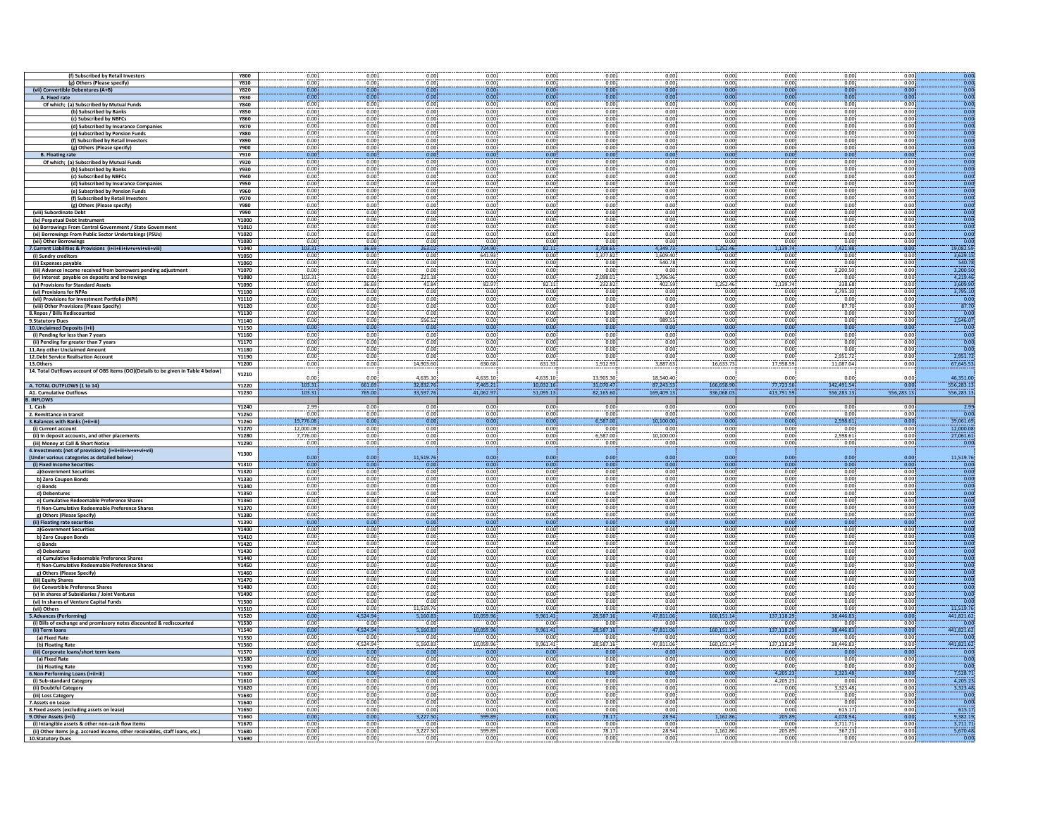| (f) Subscribed by Retail Investors | Y800 | 0.00 | 0.00 | 0.00 | 0.00 | 0.00 | 0.00 | 0.00 | 0.00 | 0.00 | 0.00 | 0.00 | 0.00 |
|---|---|---|---|---|---|---|---|---|---|---|---|---|---|
| (g) Others (Please specify) | Y810 | 0.00 | 0.00 | 0.00 | 0.00 | 0.00 | 0.00 | 0.00 | 0.00 | 0.00 | 0.00 | 0.00 | 0.00 |
| (vii) Convertible Debentures (A+B) | Y820 | 0.00 | 0.00 | 0.00 | 0.00 | 0.00 | 0.00 | 0.00 | 0.00 | 0.00 | 0.00 | 0.00 | 0.00 |
| A. Fixed rate | Y830 | 0.00 | 0.00 | 0.00 | 0.00 | 0.00 | 0.00 | 0.00 | 0.00 | 0.00 | 0.00 | 0.00 | 0.00 |
| Of which; (a) Subscribed by Mutual Funds | Y840 | 0.00 | 0.00 | 0.00 | 0.00 | 0.00 | 0.00 | 0.00 | 0.00 | 0.00 | 0.00 | 0.00 | 0.00 |
| (b) Subscribed by Banks | Y850 | 0.00 | 0.00 | 0.00 | 0.00 | 0.00 | 0.00 | 0.00 | 0.00 | 0.00 | 0.00 | 0.00 | 0.00 |
| (c) Subscribed by NBFCs | Y860 | 0.00 | 0.00 | 0.00 | 0.00 | 0.00 | 0.00 | 0.00 | 0.00 | 0.00 | 0.00 | 0.00 | 0.00 |
| (d) Subscribed by Insurance Companies | Y870 | 0.00 | 0.00 | 0.00 | 0.00 | 0.00 | 0.00 | 0.00 | 0.00 | 0.00 | 0.00 | 0.00 | 0.00 |
| (e) Subscribed by Pension Funds | Y880 | 0.00 | 0.00 | 0.00 | 0.00 | 0.00 | 0.00 | 0.00 | 0.00 | 0.00 | 0.00 | 0.00 | 0.00 |
| (f) Subscribed by Retail Investors | Y890 | 0.00 | 0.00 | 0.00 | 0.00 | 0.00 | 0.00 | 0.00 | 0.00 | 0.00 | 0.00 | 0.00 | 0.00 |
| (g) Others (Please specify) | Y900 | 0.00 | 0.00 | 0.00 | 0.00 | 0.00 | 0.00 | 0.00 | 0.00 | 0.00 | 0.00 | 0.00 | 0.00 |
| B. Floating rate | Y910 | 0.00 | 0.00 | 0.00 | 0.00 | 0.00 | 0.00 | 0.00 | 0.00 | 0.00 | 0.00 | 0.00 | 0.00 |
| Of which; (a) Subscribed by Mutual Funds | Y920 | 0.00 | 0.00 | 0.00 | 0.00 | 0.00 | 0.00 | 0.00 | 0.00 | 0.00 | 0.00 | 0.00 | 0.00 |
| (b) Subscribed by Banks | Y930 | 0.00 | 0.00 | 0.00 | 0.00 | 0.00 | 0.00 | 0.00 | 0.00 | 0.00 | 0.00 | 0.00 | 0.00 |
| (c) Subscribed by NBFCs | Y940 | 0.00 | 0.00 | 0.00 | 0.00 | 0.00 | 0.00 | 0.00 | 0.00 | 0.00 | 0.00 | 0.00 | 0.00 |
| (d) Subscribed by Insurance Companies | Y950 | 0.00 | 0.00 | 0.00 | 0.00 | 0.00 | 0.00 | 0.00 | 0.00 | 0.00 | 0.00 | 0.00 | 0.00 |
| (e) Subscribed by Pension Funds | Y960 | 0.00 | 0.00 | 0.00 | 0.00 | 0.00 | 0.00 | 0.00 | 0.00 | 0.00 | 0.00 | 0.00 | 0.00 |
| (f) Subscribed by Retail Investors | Y970 | 0.00 | 0.00 | 0.00 | 0.00 | 0.00 | 0.00 | 0.00 | 0.00 | 0.00 | 0.00 | 0.00 | 0.00 |
| (g) Others (Please specify) | Y980 | 0.00 | 0.00 | 0.00 | 0.00 | 0.00 | 0.00 | 0.00 | 0.00 | 0.00 | 0.00 | 0.00 | 0.00 |
| (viii) Subordinate Debt | Y990 | 0.00 | 0.00 | 0.00 | 0.00 | 0.00 | 0.00 | 0.00 | 0.00 | 0.00 | 0.00 | 0.00 | 0.00 |
| (ix) Perpetual Debt Instrument | Y1000 | 0.00 | 0.00 | 0.00 | 0.00 | 0.00 | 0.00 | 0.00 | 0.00 | 0.00 | 0.00 | 0.00 | 0.00 |
| (x) Borrowings From Central Government / State Government | Y1010 | 0.00 | 0.00 | 0.00 | 0.00 | 0.00 | 0.00 | 0.00 | 0.00 | 0.00 | 0.00 | 0.00 | 0.00 |
| (xi) Borrowings From Public Sector Undertakings (PSUs) | Y1020 | 0.00 | 0.00 | 0.00 | 0.00 | 0.00 | 0.00 | 0.00 | 0.00 | 0.00 | 0.00 | 0.00 | 0.00 |
| (xii) Other Borrowings | Y1030 | 0.00 | 0.00 | 0.00 | 0.00 | 0.00 | 0.00 | 0.00 | 0.00 | 0.00 | 0.00 | 0.00 | 0.00 |
| 7.Current Liabilities & Provisions (i+ii+iii+iv+v+vi+vii+viii) | Y1040 | 103.31 | 36.69 | 263.02 | 724.90 | 82.11 | 3,708.65 | 4,349.73 | 1,252.46 | 1,139.74 | 7,421.98 | 0.00 | 19,082.59 |
| (i) Sundry creditors | Y1050 | 0.00 | 0.00 | 0.00 | 641.93 | 0.00 | 1,377.82 | 1,609.40 | 0.00 | 0.00 | 0.00 | 0.00 | 3,629.15 |
| (ii) Expenses payable | Y1060 | 0.00 | 0.00 | 0.00 | 0.00 | 0.00 | 0.00 | 540.78 | 0.00 | 0.00 | 0.00 | 0.00 | 540.78 |
| (iii) Advance income received from borrowers pending adjustment | Y1070 | 0.00 | 0.00 | 0.00 | 0.00 | 0.00 | 0.00 | 0.00 | 0.00 | 0.00 | 3,200.50 | 0.00 | 3,200.50 |
| (iv) Interest payable on deposits and borrowings | Y1080 | 103.31 | 0.00 | 221.18 | 0.00 | 0.00 | 2,098.01 | 1,796.96 | 0.00 | 0.00 | 0.00 | 0.00 | 4,219.46 |
| (v) Provisions for Standard Assets | Y1090 | 0.00 | 36.69 | 41.84 | 82.97 | 82.11 | 232.82 | 402.59 | 1,252.46 | 1,139.74 | 338.68 | 0.00 | 3,609.90 |
| (vi) Provisions for NPAs | Y1100 | 0.00 | 0.00 | 0.00 | 0.00 | 0.00 | 0.00 | 0.00 | 0.00 | 0.00 | 3,795.10 | 0.00 | 3,795.10 |
| (vii) Provisions for Investment Portfolio (NPI) | Y1110 | 0.00 | 0.00 | 0.00 | 0.00 | 0.00 | 0.00 | 0.00 | 0.00 | 0.00 | 0.00 | 0.00 | 0.00 |
| (viii) Other Provisions (Please Specify) | Y1120 | 0.00 | 0.00 | 0.00 | 0.00 | 0.00 | 0.00 | 0.00 | 0.00 | 0.00 | 87.70 | 0.00 | 87.70 |
| 8.Repos / Bills Rediscounted | Y1130 | 0.00 | 0.00 | 0.00 | 0.00 | 0.00 | 0.00 | 0.00 | 0.00 | 0.00 | 0.00 | 0.00 | 0.00 |
| 9.Statutory Dues | Y1140 | 0.00 | 0.00 | 556.52 | 0.00 | 0.00 | 0.00 | 989.55 | 0.00 | 0.00 | 0.00 | 0.00 | 1,546.07 |
| 10.Unclaimed Deposits (i+ii) | Y1150 | 0.00 | 0.00 | 0.00 | 0.00 | 0.00 | 0.00 | 0.00 | 0.00 | 0.00 | 0.00 | 0.00 | 0.00 |
| (i) Pending for less than 7 years | Y1160 | 0.00 | 0.00 | 0.00 | 0.00 | 0.00 | 0.00 | 0.00 | 0.00 | 0.00 | 0.00 | 0.00 | 0.00 |
| (ii) Pending for greater than 7 years | Y1170 | 0.00 | 0.00 | 0.00 | 0.00 | 0.00 | 0.00 | 0.00 | 0.00 | 0.00 | 0.00 | 0.00 | 0.00 |
| 11.Any other Unclaimed Amount | Y1180 | 0.00 | 0.00 | 0.00 | 0.00 | 0.00 | 0.00 | 0.00 | 0.00 | 0.00 | 0.00 | 0.00 | 0.00 |
| 12.Debt Service Realisation Account | Y1190 | 0.00 | 0.00 | 0.00 | 0.00 | 0.00 | 0.00 | 0.00 | 0.00 | 0.00 | 2,951.72 | 0.00 | 2,951.72 |
| 13.Others | Y1200 | 0.00 | 0.00 | 14,903.60 | 630.68 | 631.33 | 1,912.93 | 3,887.63 | 16,633.73 | 17,958.59 | 11,087.04 | 0.00 | 67,645.53 |
| 14. Total Outflows account of OBS items (OO)(Details to be given in Table 4 below) | Y1210 | 0.00 | 0.00 | 4,635.10 | 4,635.10 | 4,635.10 | 13,905.30 | 18,540.40 | 0.00 | 0.00 | 0.00 | 0.00 | 46,351.00 |
| A. TOTAL OUTFLOWS (1 to 14) | Y1220 | 103.31 | 661.69 | 32,832.76 | 7,465.21 | 10,032.16 | 31,070.47 | 87,243.53 | 166,658.90 | 77,723.56 | 142,491.54 | 0.00 | 556,283.13 |
| A1. Cumulative Outflows | Y1230 | 103.31 | 765.00 | 33,597.76 | 41,062.97 | 51,095.13 | 82,165.60 | 169,409.13 | 336,068.03 | 413,791.59 | 556,283.13 | 556,283.13 | 556,283.13 |
| **B. INFLOWS** | | | | | | | | | | | | | |
| 1. Cash | Y1240 | 2.99 | 0.00 | 0.00 | 0.00 | 0.00 | 0.00 | 0.00 | 0.00 | 0.00 | 0.00 | 0.00 | 2.99 |
| 2. Remittance in transit | Y1250 | 0.00 | 0.00 | 0.00 | 0.00 | 0.00 | 0.00 | 0.00 | 0.00 | 0.00 | 0.00 | 0.00 | 0.00 |
| 3.Balances with Banks (i+ii+iii) | Y1260 | 19,776.08 | 0.00 | 0.00 | 0.00 | 0.00 | 6,587.00 | 10,100.00 | 0.00 | 0.00 | 2,598.61 | 0.00 | 39,061.69 |
| (i) Current account | Y1270 | 12,000.08 | 0.00 | 0.00 | 0.00 | 0.00 | 0.00 | 0.00 | 0.00 | 0.00 | 0.00 | 0.00 | 12,000.08 |
| (ii) In deposit accounts, and other placements | Y1280 | 7,776.00 | 0.00 | 0.00 | 0.00 | 0.00 | 6,587.00 | 10,100.00 | 0.00 | 0.00 | 2,598.61 | 0.00 | 27,061.61 |
| (iii) Money at Call & Short Notice | Y1290 | 0.00 | 0.00 | 0.00 | 0.00 | 0.00 | 0.00 | 0.00 | 0.00 | 0.00 | 0.00 | 0.00 | 0.00 |
| 4.Investments (net of provisions) (i+ii+iii+iv+v+vi+vii) (Under various categories as detailed below) | Y1300 | 0.00 | 0.00 | 11,519.76 | 0.00 | 0.00 | 0.00 | 0.00 | 0.00 | 0.00 | 0.00 | 0.00 | 11,519.76 |
| (i) Fixed Income Securities | Y1310 | 0.00 | 0.00 | 0.00 | 0.00 | 0.00 | 0.00 | 0.00 | 0.00 | 0.00 | 0.00 | 0.00 | 0.00 |
| a)Government Securities | Y1320 | 0.00 | 0.00 | 0.00 | 0.00 | 0.00 | 0.00 | 0.00 | 0.00 | 0.00 | 0.00 | 0.00 | 0.00 |
| b) Zero Coupon Bonds | Y1330 | 0.00 | 0.00 | 0.00 | 0.00 | 0.00 | 0.00 | 0.00 | 0.00 | 0.00 | 0.00 | 0.00 | 0.00 |
| c) Bonds | Y1340 | 0.00 | 0.00 | 0.00 | 0.00 | 0.00 | 0.00 | 0.00 | 0.00 | 0.00 | 0.00 | 0.00 | 0.00 |
| d) Debentures | Y1350 | 0.00 | 0.00 | 0.00 | 0.00 | 0.00 | 0.00 | 0.00 | 0.00 | 0.00 | 0.00 | 0.00 | 0.00 |
| e) Cumulative Redeemable Preference Shares | Y1360 | 0.00 | 0.00 | 0.00 | 0.00 | 0.00 | 0.00 | 0.00 | 0.00 | 0.00 | 0.00 | 0.00 | 0.00 |
| f) Non-Cumulative Redeemable Preference Shares | Y1370 | 0.00 | 0.00 | 0.00 | 0.00 | 0.00 | 0.00 | 0.00 | 0.00 | 0.00 | 0.00 | 0.00 | 0.00 |
| g) Others (Please Specify) | Y1380 | 0.00 | 0.00 | 0.00 | 0.00 | 0.00 | 0.00 | 0.00 | 0.00 | 0.00 | 0.00 | 0.00 | 0.00 |
| (ii) Floating rate securities | Y1390 | 0.00 | 0.00 | 0.00 | 0.00 | 0.00 | 0.00 | 0.00 | 0.00 | 0.00 | 0.00 | 0.00 | 0.00 |
| a)Government Securities | Y1400 | 0.00 | 0.00 | 0.00 | 0.00 | 0.00 | 0.00 | 0.00 | 0.00 | 0.00 | 0.00 | 0.00 | 0.00 |
| b) Zero Coupon Bonds | Y1410 | 0.00 | 0.00 | 0.00 | 0.00 | 0.00 | 0.00 | 0.00 | 0.00 | 0.00 | 0.00 | 0.00 | 0.00 |
| c) Bonds | Y1420 | 0.00 | 0.00 | 0.00 | 0.00 | 0.00 | 0.00 | 0.00 | 0.00 | 0.00 | 0.00 | 0.00 | 0.00 |
| d) Debentures | Y1430 | 0.00 | 0.00 | 0.00 | 0.00 | 0.00 | 0.00 | 0.00 | 0.00 | 0.00 | 0.00 | 0.00 | 0.00 |
| e) Cumulative Redeemable Preference Shares | Y1440 | 0.00 | 0.00 | 0.00 | 0.00 | 0.00 | 0.00 | 0.00 | 0.00 | 0.00 | 0.00 | 0.00 | 0.00 |
| f) Non-Cumulative Redeemable Preference Shares | Y1450 | 0.00 | 0.00 | 0.00 | 0.00 | 0.00 | 0.00 | 0.00 | 0.00 | 0.00 | 0.00 | 0.00 | 0.00 |
| g) Others (Please Specify) | Y1460 | 0.00 | 0.00 | 0.00 | 0.00 | 0.00 | 0.00 | 0.00 | 0.00 | 0.00 | 0.00 | 0.00 | 0.00 |
| (iii) Equity Shares | Y1470 | 0.00 | 0.00 | 0.00 | 0.00 | 0.00 | 0.00 | 0.00 | 0.00 | 0.00 | 0.00 | 0.00 | 0.00 |
| (iv) Convertible Preference Shares | Y1480 | 0.00 | 0.00 | 0.00 | 0.00 | 0.00 | 0.00 | 0.00 | 0.00 | 0.00 | 0.00 | 0.00 | 0.00 |
| (v) In shares of Subsidiaries / Joint Ventures | Y1490 | 0.00 | 0.00 | 0.00 | 0.00 | 0.00 | 0.00 | 0.00 | 0.00 | 0.00 | 0.00 | 0.00 | 0.00 |
| (vi) In shares of Venture Capital Funds | Y1500 | 0.00 | 0.00 | 0.00 | 0.00 | 0.00 | 0.00 | 0.00 | 0.00 | 0.00 | 0.00 | 0.00 | 0.00 |
| (vii) Others | Y1510 | 0.00 | 0.00 | 11,519.76 | 0.00 | 0.00 | 0.00 | 0.00 | 0.00 | 0.00 | 0.00 | 0.00 | 11,519.76 |
| 5.Advances (Performing) | Y1520 | 0.00 | 4,524.94 | 5,160.83 | 10,059.96 | 9,961.41 | 28,587.16 | 47,811.06 | 160,151.14 | 137,118.29 | 38,446.83 | 0.00 | 441,821.62 |
| (i) Bills of exchange and promissory notes discounted & rediscounted | Y1530 | 0.00 | 0.00 | 0.00 | 0.00 | 0.00 | 0.00 | 0.00 | 0.00 | 0.00 | 0.00 | 0.00 | 0.00 |
| (ii) Term loans | Y1540 | 0.00 | 4,524.94 | 5,160.83 | 10,059.96 | 9,961.41 | 28,587.16 | 47,811.06 | 160,151.14 | 137,118.29 | 38,446.83 | 0.00 | 441,821.62 |
| (a) Fixed Rate | Y1550 | 0.00 | 0.00 | 0.00 | 0.00 | 0.00 | 0.00 | 0.00 | 0.00 | 0.00 | 0.00 | 0.00 | 0.00 |
| (b) Floating Rate | Y1560 | 0.00 | 4,524.94 | 5,160.83 | 10,059.96 | 9,961.41 | 28,587.16 | 47,811.06 | 160,151.14 | 137,118.29 | 38,446.83 | 0.00 | 441,821.62 |
| (iii) Corporate loans/short term loans | Y1570 | 0.00 | 0.00 | 0.00 | 0.00 | 0.00 | 0.00 | 0.00 | 0.00 | 0.00 | 0.00 | 0.00 | 0.00 |
| (a) Fixed Rate | Y1580 | 0.00 | 0.00 | 0.00 | 0.00 | 0.00 | 0.00 | 0.00 | 0.00 | 0.00 | 0.00 | 0.00 | 0.00 |
| (b) Floating Rate | Y1590 | 0.00 | 0.00 | 0.00 | 0.00 | 0.00 | 0.00 | 0.00 | 0.00 | 0.00 | 0.00 | 0.00 | 0.00 |
| 6.Non-Performing Loans (i+ii+iii) | Y1600 | 0.00 | 0.00 | 0.00 | 0.00 | 0.00 | 0.00 | 0.00 | 0.00 | 4,205.23 | 3,323.48 | 0.00 | 7,528.71 |
| (i) Sub-standard Category | Y1610 | 0.00 | 0.00 | 0.00 | 0.00 | 0.00 | 0.00 | 0.00 | 0.00 | 4,205.23 | 0.00 | 0.00 | 4,205.23 |
| (ii) Doubtful Category | Y1620 | 0.00 | 0.00 | 0.00 | 0.00 | 0.00 | 0.00 | 0.00 | 0.00 | 0.00 | 3,323.48 | 0.00 | 3,323.48 |
| (iii) Loss Category | Y1630 | 0.00 | 0.00 | 0.00 | 0.00 | 0.00 | 0.00 | 0.00 | 0.00 | 0.00 | 0.00 | 0.00 | 0.00 |
| 7.Assets on Lease | Y1640 | 0.00 | 0.00 | 0.00 | 0.00 | 0.00 | 0.00 | 0.00 | 0.00 | 0.00 | 0.00 | 0.00 | 0.00 |
| 8.Fixed assets (excluding assets on lease) | Y1650 | 0.00 | 0.00 | 0.00 | 0.00 | 0.00 | 0.00 | 0.00 | 0.00 | 0.00 | 615.17 | 0.00 | 615.17 |
| 9.Other Assets (i+ii) | Y1660 | 0.00 | 0.00 | 3,227.50 | 599.89 | 0.00 | 78.17 | 28.94 | 1,162.86 | 205.89 | 4,078.94 | 0.00 | 9,382.19 |
| (i) Intangible assets & other non-cash flow items | Y1670 | 0.00 | 0.00 | 0.00 | 0.00 | 0.00 | 0.00 | 0.00 | 0.00 | 0.00 | 3,711.71 | 0.00 | 3,711.71 |
| (ii) Other items (e.g. accrued income, other receivables, staff loans, etc.) | Y1680 | 0.00 | 0.00 | 3,227.50 | 599.89 | 0.00 | 78.17 | 28.94 | 1,162.86 | 205.89 | 367.23 | 0.00 | 5,670.48 |
| 10.Statutory Dues | Y1690 | 0.00 | 0.00 | 0.00 | 0.00 | 0.00 | 0.00 | 0.00 | 0.00 | 0.00 | 0.00 | 0.00 | 0.00 |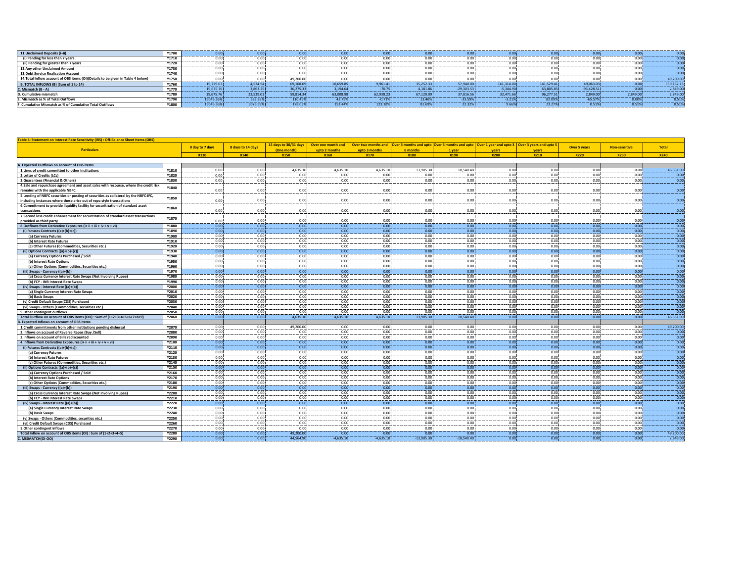| Particulars | | X130 | X140 | X150 | X160 | X170 | X180 | X190 | X200 | X210 | X220 | X230 | X240 |
|---|---|---|---|---|---|---|---|---|---|---|---|---|---|
| 11.Unclaimed Deposits (i+ii) | Y1700 | 0.00 | 0.00 | 0.00 | 0.00 | 0.00 | 0.00 | 0.00 | 0.00 | 0.00 | 0.00 | 0.00 | 0.00 |
| (i) Pending for less than 7 years | Y1710 | 0.00 | 0.00 | 0.00 | 0.00 | 0.00 | 0.00 | 0.00 | 0.00 | 0.00 | 0.00 | 0.00 | 0.00 |
| (ii) Pending for greater than 7 years | Y1720 | 0.00 | 0.00 | 0.00 | 0.00 | 0.00 | 0.00 | 0.00 | 0.00 | 0.00 | 0.00 | 0.00 | 0.00 |
| 12.Any other Unclaimed Amount | Y1730 | 0.00 | 0.00 | 0.00 | 0.00 | 0.00 | 0.00 | 0.00 | 0.00 | 0.00 | 0.00 | 0.00 | 0.00 |
| 13.Debt Service Realisation Account | Y1740 | 0.00 | 0.00 | 0.00 | 0.00 | 0.00 | 0.00 | 0.00 | 0.00 | 0.00 | 0.00 | 0.00 | 0.00 |
| 14.Total Inflow account of OBS items (OI)(Details to be given in Table 4 below) | Y1750 | 0.00 | 0.00 | 49,200.00 | 0.00 | 0.00 | 0.00 | 0.00 | 0.00 | 0.00 | 0.00 | 0.00 | 49,200.00 |
| B. TOTAL INFLOWS (B) (Sum of 1 to 14) | Y1760 | 19,779.07 | 4,524.94 | 69,108.09 | 10,659.85 | 9,861.41 | 35,252.33 | 57,940.00 | 161,314.00 | 141,529.41 | 49,063.03 | 0.00 | 559,132.13 |
| C. Mismatch (B - A) | Y1770 | 19,675.76 | 3,863.25 | 36,275.33 | 3,194.64 | -70.75 | 4,181.86 | -29,303.53 | -5,344.90 | 63,805.85 | -93,428.51 | 0.00 | 2,849.00 |
| D. Cumulative mismatch | Y1780 | 19,675.76 | 23,539.01 | 59,814.34 | 63,008.98 | 62,938.23 | 67,120.09 | 37,816.56 | 32,471.66 | 96,277.51 | 2,849.00 | 2,849.00 | 2,849.00 |
| E. Mismatch as % of Total Outflows | Y1790 | 19045.36% | 583.85% | 110.49% | 42.79% | -0.71% | 13.46% | -33.59% | -3.21% | 82.09% | -65.57% | 0.00% | 0.51% |
| F. Cumulative Mismatch as % of Cumulative Total Outflows | Y1800 | 19045.36% | 3076.99% | 178.03% | 153.44% | 123.18% | 81.69% | 22.32% | 9.66% | 23.27% | 0.51% | 0.51% | 0.51% |

**Table 4: Statement on Interest Rate Sensitivity (IRS) : Off-Balance Sheet Items (OBS)**

| Particulars | | 0 day to 7 days | 8 days to 14 days | 15 days to 30/31 days (One month) | Over one month and upto 2 months | Over two months and upto 3 months | Over 3 months and upto 6 months | Over 6 months and upto 1 year | Over 1 year and upto 3 years | Over 3 years and upto 5 years | Over 5 years | Non-sensitive | Total |
|---|---|---|---|---|---|---|---|---|---|---|---|---|---|
| | | X130 | X140 | X150 | X160 | X170 | X180 | X190 | X200 | X210 | X220 | X230 | X240 |
| A. Expected Outflows on account of OBS items | | | | | | | | | | | | | |
| 1.Lines of credit committed to other institutions | Y1810 | 0.00 | 0.00 | 4,635.10 | 4,635.10 | 4,635.10 | 13,905.30 | 18,540.40 | 0.00 | 0.00 | 0.00 | 0.00 | 46,351.00 |
| 2.Letter of Credits (LCs) | Y1820 | 0.00 | 0.00 | 0.00 | 0.00 | 0.00 | 0.00 | 0.00 | 0.00 | 0.00 | 0.00 | 0.00 | 0.00 |
| 3.Guarantees (Financial & Others) | Y1830 | 0.00 | 0.00 | 0.00 | 0.00 | 0.00 | 0.00 | 0.00 | 0.00 | 0.00 | 0.00 | 0.00 | 0.00 |
| 4.Sale and repurchase agreement and asset sales with recourse, where the credit risk remains with the applicable NBFC. | Y1840 | 0.00 | 0.00 | 0.00 | 0.00 | 0.00 | 0.00 | 0.00 | 0.00 | 0.00 | 0.00 | 0.00 | 0.00 |
| 5.Lending of NBFC securities or posting of securities as collateral by the NBFC-IFC, including instances where these arise out of repo style transactions | Y1850 | 0.00 | 0.00 | 0.00 | 0.00 | 0.00 | 0.00 | 0.00 | 0.00 | 0.00 | 0.00 | 0.00 | 0.00 |
| 6.Commitment to provide liquidity facility for securitization of standard asset transactions | Y1860 | 0.00 | 0.00 | 0.00 | 0.00 | 0.00 | 0.00 | 0.00 | 0.00 | 0.00 | 0.00 | 0.00 | 0.00 |
| 7.Second loss credit enhancement for securitization of standard asset transactions provided as third party | Y1870 | 0.00 | 0.00 | 0.00 | 0.00 | 0.00 | 0.00 | 0.00 | 0.00 | 0.00 | 0.00 | 0.00 | 0.00 |
| 8.Outflows from Derivative Exposures (i+ ii + iii + iv + v + vi) | Y1880 | 0.00 | 0.00 | 0.00 | 0.00 | 0.00 | 0.00 | 0.00 | 0.00 | 0.00 | 0.00 | 0.00 | 0.00 |
| (i) Futures Contracts ((a)+(b)+(c)) | Y1890 | 0.00 | 0.00 | 0.00 | 0.00 | 0.00 | 0.00 | 0.00 | 0.00 | 0.00 | 0.00 | 0.00 | 0.00 |
| (a) Currency Futures | Y1900 | 0.00 | 0.00 | 0.00 | 0.00 | 0.00 | 0.00 | 0.00 | 0.00 | 0.00 | 0.00 | 0.00 | 0.00 |
| (b) Interest Rate Futures | Y1910 | 0.00 | 0.00 | 0.00 | 0.00 | 0.00 | 0.00 | 0.00 | 0.00 | 0.00 | 0.00 | 0.00 | 0.00 |
| (c) Other Futures (Commodities, Securities etc.) | Y1920 | 0.00 | 0.00 | 0.00 | 0.00 | 0.00 | 0.00 | 0.00 | 0.00 | 0.00 | 0.00 | 0.00 | 0.00 |
| (ii) Options Contracts ((a)+(b)+(c)) | Y1930 | 0.00 | 0.00 | 0.00 | 0.00 | 0.00 | 0.00 | 0.00 | 0.00 | 0.00 | 0.00 | 0.00 | 0.00 |
| (a) Currency Options Purchased / Sold | Y1940 | 0.00 | 0.00 | 0.00 | 0.00 | 0.00 | 0.00 | 0.00 | 0.00 | 0.00 | 0.00 | 0.00 | 0.00 |
| (b) Interest Rate Options | Y1950 | 0.00 | 0.00 | 0.00 | 0.00 | 0.00 | 0.00 | 0.00 | 0.00 | 0.00 | 0.00 | 0.00 | 0.00 |
| (c) Other Options (Commodities, Securities etc.) | Y1960 | 0.00 | 0.00 | 0.00 | 0.00 | 0.00 | 0.00 | 0.00 | 0.00 | 0.00 | 0.00 | 0.00 | 0.00 |
| (iii) Swaps - Currency ((a)+(b)) | Y1970 | 0.00 | 0.00 | 0.00 | 0.00 | 0.00 | 0.00 | 0.00 | 0.00 | 0.00 | 0.00 | 0.00 | 0.00 |
| (a) Cross Currency Interest Rate Swaps (Not Involving Rupee) | Y1980 | 0.00 | 0.00 | 0.00 | 0.00 | 0.00 | 0.00 | 0.00 | 0.00 | 0.00 | 0.00 | 0.00 | 0.00 |
| (b) FCY - INR Interest Rate Swaps | Y1990 | 0.00 | 0.00 | 0.00 | 0.00 | 0.00 | 0.00 | 0.00 | 0.00 | 0.00 | 0.00 | 0.00 | 0.00 |
| (iv) Swaps - Interest Rate ((a)+(b)) | Y2000 | 0.00 | 0.00 | 0.00 | 0.00 | 0.00 | 0.00 | 0.00 | 0.00 | 0.00 | 0.00 | 0.00 | 0.00 |
| (a) Single Currency Interest Rate Swaps | Y2010 | 0.00 | 0.00 | 0.00 | 0.00 | 0.00 | 0.00 | 0.00 | 0.00 | 0.00 | 0.00 | 0.00 | 0.00 |
| (b) Basis Swaps | Y2020 | 0.00 | 0.00 | 0.00 | 0.00 | 0.00 | 0.00 | 0.00 | 0.00 | 0.00 | 0.00 | 0.00 | 0.00 |
| (v) Credit Default Swaps(CDS) Purchased | Y2030 | 0.00 | 0.00 | 0.00 | 0.00 | 0.00 | 0.00 | 0.00 | 0.00 | 0.00 | 0.00 | 0.00 | 0.00 |
| (vi) Swaps - Others (Commodities, securities etc.) | Y2040 | 0.00 | 0.00 | 0.00 | 0.00 | 0.00 | 0.00 | 0.00 | 0.00 | 0.00 | 0.00 | 0.00 | 0.00 |
| 9.Other contingent outflows | Y2050 | 0.00 | 0.00 | 0.00 | 0.00 | 0.00 | 0.00 | 0.00 | 0.00 | 0.00 | 0.00 | 0.00 | 0.00 |
| Total Outflow on account of OBS items (OO) : Sum of (1+2+3+4+5+6+7+8+9) | Y2060 | 0.00 | 0.00 | 4,635.10 | 4,635.10 | 4,635.10 | 13,905.30 | 18,540.40 | 0.00 | 0.00 | 0.00 | 0.00 | 46,351.00 |
| B. Expected Inflows on account of OBS items | | | | | | | | | | | | | |
| 1.Credit commitments from other institutions pending disbursal | Y2070 | 0.00 | 0.00 | 49,200.00 | 0.00 | 0.00 | 0.00 | 0.00 | 0.00 | 0.00 | 0.00 | 0.00 | 49,200.00 |
| 2.Inflows on account of Reverse Repos (Buy /Sell) | Y2080 | 0.00 | 0.00 | 0.00 | 0.00 | 0.00 | 0.00 | 0.00 | 0.00 | 0.00 | 0.00 | 0.00 | 0.00 |
| 3.Inflows on account of Bills rediscounted | Y2090 | 0.00 | 0.00 | 0.00 | 0.00 | 0.00 | 0.00 | 0.00 | 0.00 | 0.00 | 0.00 | 0.00 | 0.00 |
| 4.Inflows from Derivative Exposures (i+ ii + iii + iv + v + vi) | Y2100 | 0.00 | 0.00 | 0.00 | 0.00 | 0.00 | 0.00 | 0.00 | 0.00 | 0.00 | 0.00 | 0.00 | 0.00 |
| (i) Futures Contracts ((a)+(b)+(c)) | Y2110 | 0.00 | 0.00 | 0.00 | 0.00 | 0.00 | 0.00 | 0.00 | 0.00 | 0.00 | 0.00 | 0.00 | 0.00 |
| (a) Currency Futures | Y2120 | 0.00 | 0.00 | 0.00 | 0.00 | 0.00 | 0.00 | 0.00 | 0.00 | 0.00 | 0.00 | 0.00 | 0.00 |
| (b) Interest Rate Futures | Y2130 | 0.00 | 0.00 | 0.00 | 0.00 | 0.00 | 0.00 | 0.00 | 0.00 | 0.00 | 0.00 | 0.00 | 0.00 |
| (c) Other Futures (Commodities, Securities etc.) | Y2140 | 0.00 | 0.00 | 0.00 | 0.00 | 0.00 | 0.00 | 0.00 | 0.00 | 0.00 | 0.00 | 0.00 | 0.00 |
| (ii) Options Contracts ((a)+(b)+(c)) | Y2150 | 0.00 | 0.00 | 0.00 | 0.00 | 0.00 | 0.00 | 0.00 | 0.00 | 0.00 | 0.00 | 0.00 | 0.00 |
| (a) Currency Options Purchased / Sold | Y2160 | 0.00 | 0.00 | 0.00 | 0.00 | 0.00 | 0.00 | 0.00 | 0.00 | 0.00 | 0.00 | 0.00 | 0.00 |
| (b) Interest Rate Options | Y2170 | 0.00 | 0.00 | 0.00 | 0.00 | 0.00 | 0.00 | 0.00 | 0.00 | 0.00 | 0.00 | 0.00 | 0.00 |
| (c) Other Options (Commodities, Securities etc.) | Y2180 | 0.00 | 0.00 | 0.00 | 0.00 | 0.00 | 0.00 | 0.00 | 0.00 | 0.00 | 0.00 | 0.00 | 0.00 |
| (iii) Swaps - Currency ((a)+(b)) | Y2190 | 0.00 | 0.00 | 0.00 | 0.00 | 0.00 | 0.00 | 0.00 | 0.00 | 0.00 | 0.00 | 0.00 | 0.00 |
| (a) Cross Currency Interest Rate Swaps (Not Involving Rupee) | Y2200 | 0.00 | 0.00 | 0.00 | 0.00 | 0.00 | 0.00 | 0.00 | 0.00 | 0.00 | 0.00 | 0.00 | 0.00 |
| (b) FCY - INR Interest Rate Swaps | Y2210 | 0.00 | 0.00 | 0.00 | 0.00 | 0.00 | 0.00 | 0.00 | 0.00 | 0.00 | 0.00 | 0.00 | 0.00 |
| (iv) Swaps - Interest Rate ((a)+(b)) | Y2220 | 0.00 | 0.00 | 0.00 | 0.00 | 0.00 | 0.00 | 0.00 | 0.00 | 0.00 | 0.00 | 0.00 | 0.00 |
| (a) Single Currency Interest Rate Swaps | Y2230 | 0.00 | 0.00 | 0.00 | 0.00 | 0.00 | 0.00 | 0.00 | 0.00 | 0.00 | 0.00 | 0.00 | 0.00 |
| (b) Basis Swaps | Y2240 | 0.00 | 0.00 | 0.00 | 0.00 | 0.00 | 0.00 | 0.00 | 0.00 | 0.00 | 0.00 | 0.00 | 0.00 |
| (v) Swaps - Others (Commodities, securities etc.) | Y2250 | 0.00 | 0.00 | 0.00 | 0.00 | 0.00 | 0.00 | 0.00 | 0.00 | 0.00 | 0.00 | 0.00 | 0.00 |
| (vi) Credit Default Swaps (CDS) Purchased | Y2260 | 0.00 | 0.00 | 0.00 | 0.00 | 0.00 | 0.00 | 0.00 | 0.00 | 0.00 | 0.00 | 0.00 | 0.00 |
| 5.Other contingent inflows | Y2270 | 0.00 | 0.00 | 0.00 | 0.00 | 0.00 | 0.00 | 0.00 | 0.00 | 0.00 | 0.00 | 0.00 | 0.00 |
| Total Inflow on account of OBS items (OI) : Sum of (1+2+3+4+5) | Y2280 | 0.00 | 0.00 | 49,200.00 | 0.00 | 0.00 | 0.00 | 0.00 | 0.00 | 0.00 | 0.00 | 0.00 | 49,200.00 |
| C. MISMATCH(OI-OO) | Y2290 | 0.00 | 0.00 | 44,564.90 | -4,635.10 | -4,635.10 | -13,905.30 | -18,540.40 | 0.00 | 0.00 | 0.00 | 0.00 | 2,849.00 |